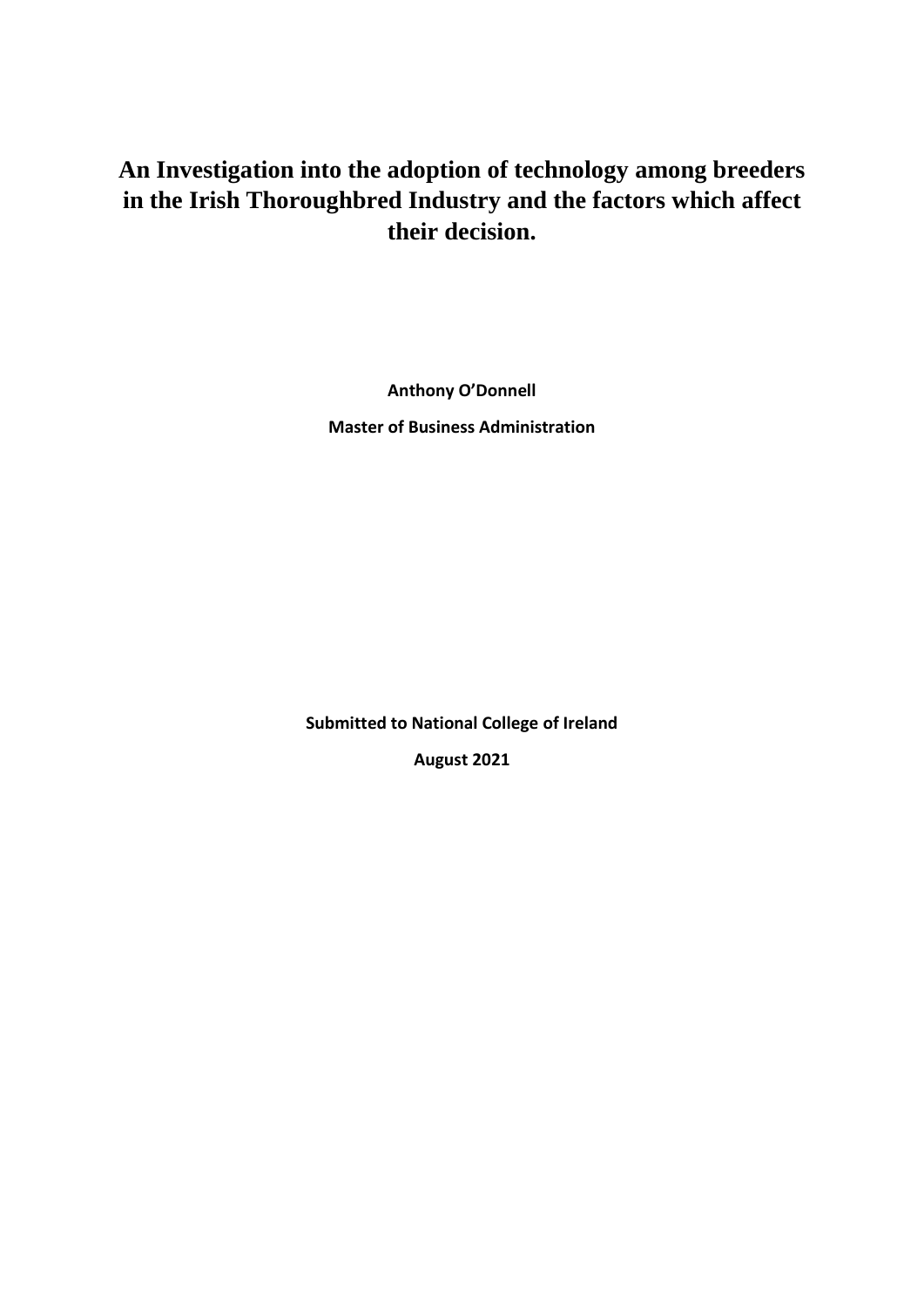# An Investigation into the adoption of technology among breeders in the Irish Thoroughbred Industry and the factors which affect their decision.

**Anthony O'Donnell**

**Master of Business Administration**

**Submitted to National College of Ireland**

**August 2021**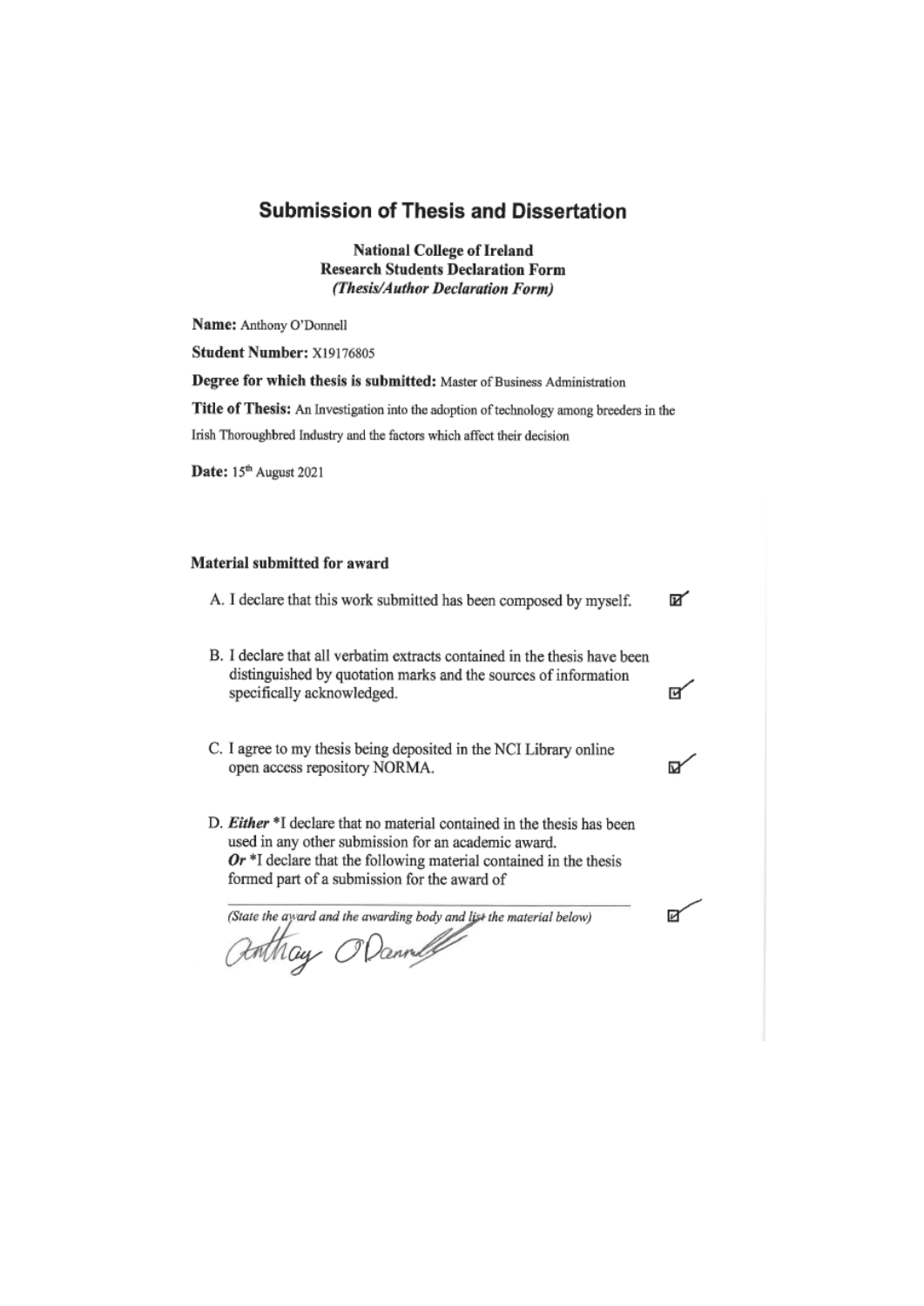# Submission of Thesis and Dissertation

**National College of Ireland**
**Research Students Declaration Form**
***(Thesis/Author Declaration Form)***

**Name:** Anthony O'Donnell

**Student Number:** X19176805

**Degree for which thesis is submitted:** Master of Business Administration

**Title of Thesis:** An Investigation into the adoption of technology among breeders in the Irish Thoroughbred Industry and the factors which affect their decision

**Date:** 15th August 2021

## Material submitted for award

A. I declare that this work submitted has been composed by myself. ☑

B. I declare that all verbatim extracts contained in the thesis have been distinguished by quotation marks and the sources of information specifically acknowledged. ☑

C. I agree to my thesis being deposited in the NCI Library online open access repository NORMA. ☑

D. ***Either*** *I declare that no material contained in the thesis has been used in any other submission for an academic award.
***Or*** *I declare that the following material contained in the thesis formed part of a submission for the award of

___________________________________________________

*(State the award and the awarding body and list the material below)* ☑

Anthony O'Donnell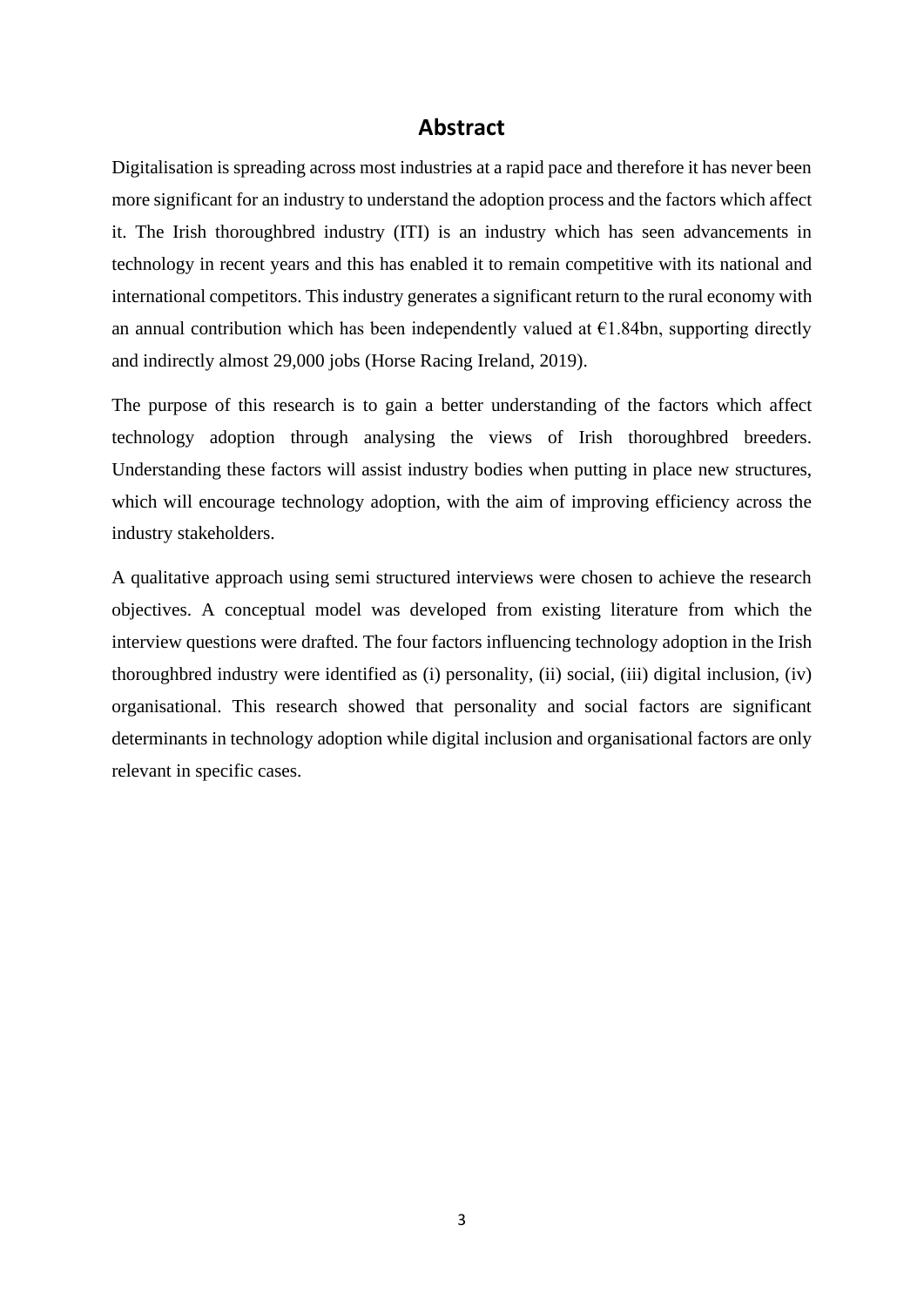# Abstract

Digitalisation is spreading across most industries at a rapid pace and therefore it has never been more significant for an industry to understand the adoption process and the factors which affect it. The Irish thoroughbred industry (ITI) is an industry which has seen advancements in technology in recent years and this has enabled it to remain competitive with its national and international competitors. This industry generates a significant return to the rural economy with an annual contribution which has been independently valued at €1.84bn, supporting directly and indirectly almost 29,000 jobs (Horse Racing Ireland, 2019).

The purpose of this research is to gain a better understanding of the factors which affect technology adoption through analysing the views of Irish thoroughbred breeders. Understanding these factors will assist industry bodies when putting in place new structures, which will encourage technology adoption, with the aim of improving efficiency across the industry stakeholders.

A qualitative approach using semi structured interviews were chosen to achieve the research objectives. A conceptual model was developed from existing literature from which the interview questions were drafted. The four factors influencing technology adoption in the Irish thoroughbred industry were identified as (i) personality, (ii) social, (iii) digital inclusion, (iv) organisational. This research showed that personality and social factors are significant determinants in technology adoption while digital inclusion and organisational factors are only relevant in specific cases.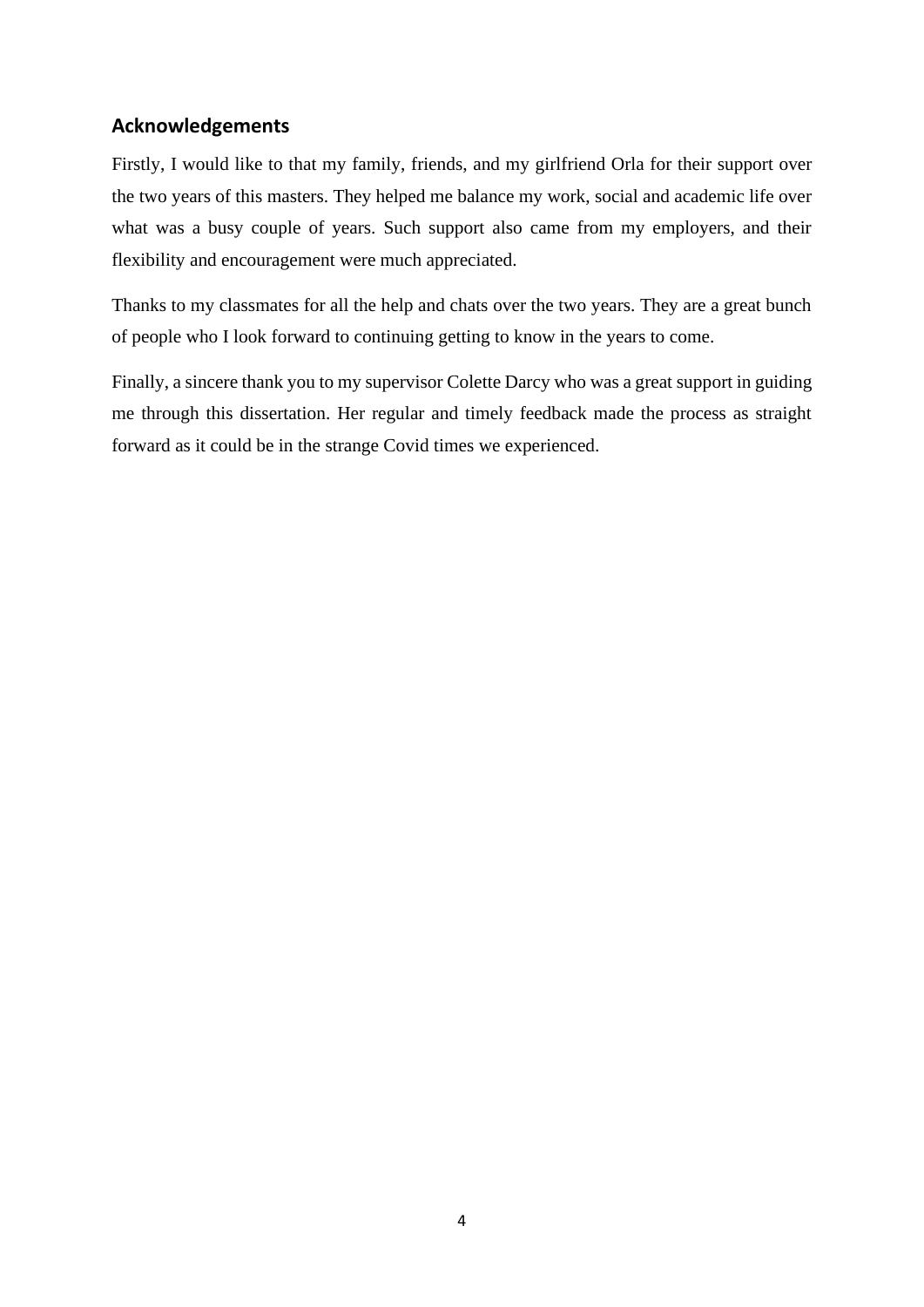## Acknowledgements

Firstly, I would like to that my family, friends, and my girlfriend Orla for their support over the two years of this masters. They helped me balance my work, social and academic life over what was a busy couple of years. Such support also came from my employers, and their flexibility and encouragement were much appreciated.

Thanks to my classmates for all the help and chats over the two years. They are a great bunch of people who I look forward to continuing getting to know in the years to come.

Finally, a sincere thank you to my supervisor Colette Darcy who was a great support in guiding me through this dissertation. Her regular and timely feedback made the process as straight forward as it could be in the strange Covid times we experienced.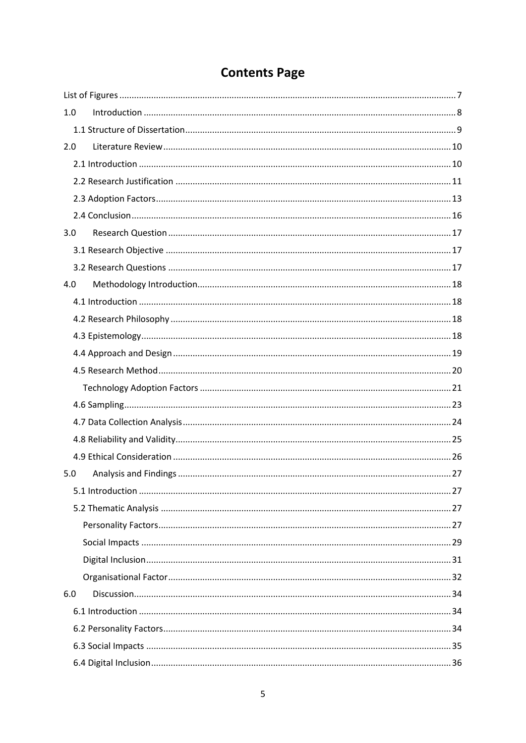# Contents Page

List of Figures ..... 7

1.0 Introduction ..... 8

1.1 Structure of Dissertation ..... 9

2.0 Literature Review ..... 10

2.1 Introduction ..... 10

2.2 Research Justification ..... 11

2.3 Adoption Factors ..... 13

2.4 Conclusion ..... 16

3.0 Research Question ..... 17

3.1 Research Objective ..... 17

3.2 Research Questions ..... 17

4.0 Methodology Introduction ..... 18

4.1 Introduction ..... 18

4.2 Research Philosophy ..... 18

4.3 Epistemology ..... 18

4.4 Approach and Design ..... 19

4.5 Research Method ..... 20

Technology Adoption Factors ..... 21

4.6 Sampling ..... 23

4.7 Data Collection Analysis ..... 24

4.8 Reliability and Validity ..... 25

4.9 Ethical Consideration ..... 26

5.0 Analysis and Findings ..... 27

5.1 Introduction ..... 27

5.2 Thematic Analysis ..... 27

Personality Factors ..... 27

Social Impacts ..... 29

Digital Inclusion ..... 31

Organisational Factor ..... 32

6.0 Discussion ..... 34

6.1 Introduction ..... 34

6.2 Personality Factors ..... 34

6.3 Social Impacts ..... 35

6.4 Digital Inclusion ..... 36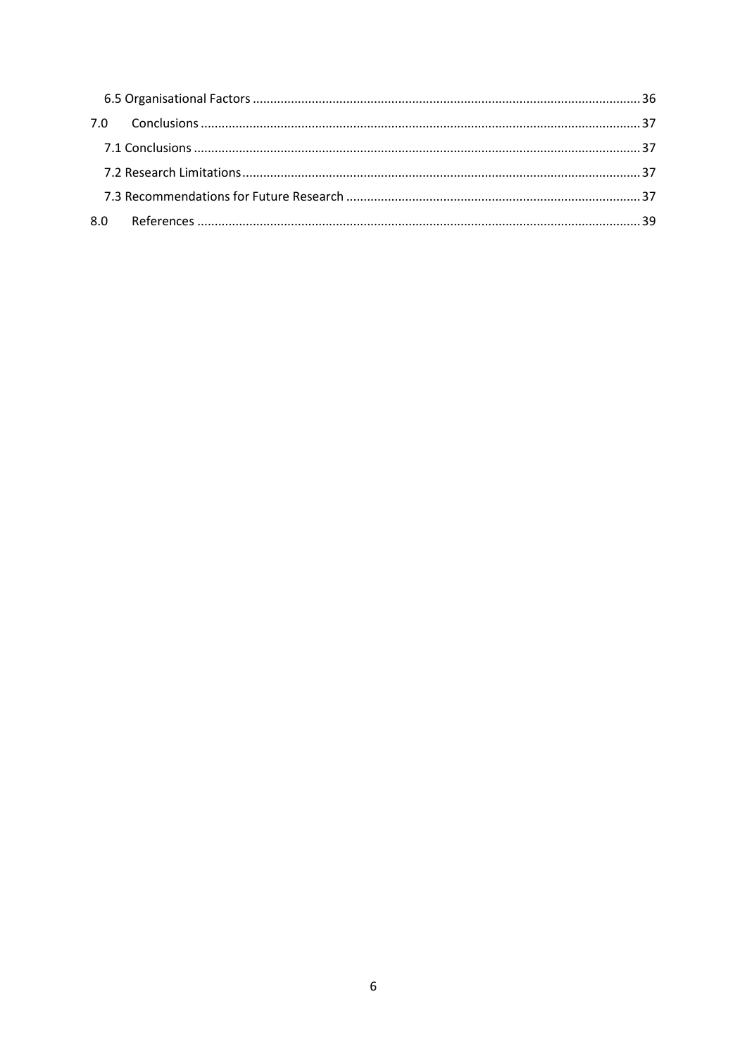6.5 Organisational Factors ........................................................................................................................ 36

7.0 Conclusions ........................................................................................................................ 37

7.1 Conclusions ........................................................................................................................ 37

7.2 Research Limitations ........................................................................................................................ 37

7.3 Recommendations for Future Research ........................................................................................................................ 37

8.0 References ........................................................................................................................ 39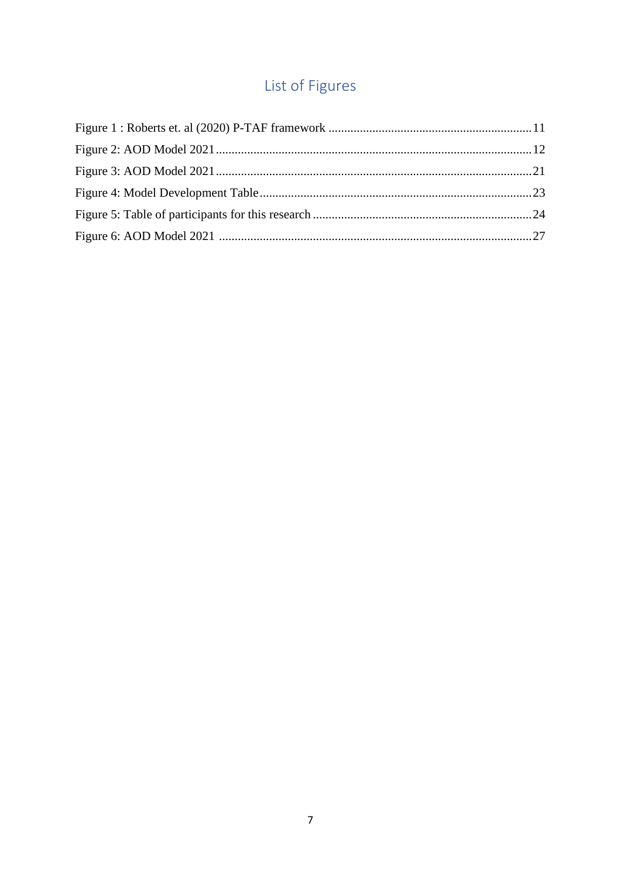# List of Figures

Figure 1 : Roberts et. al (2020) P-TAF framework ........................................................... 11

Figure 2: AOD Model 2021 ........................................................................................... 12

Figure 3: AOD Model 2021 ........................................................................................... 21

Figure 4: Model Development Table .............................................................................. 23

Figure 5: Table of participants for this research ............................................................ 24

Figure 6: AOD Model 2021 ........................................................................................... 27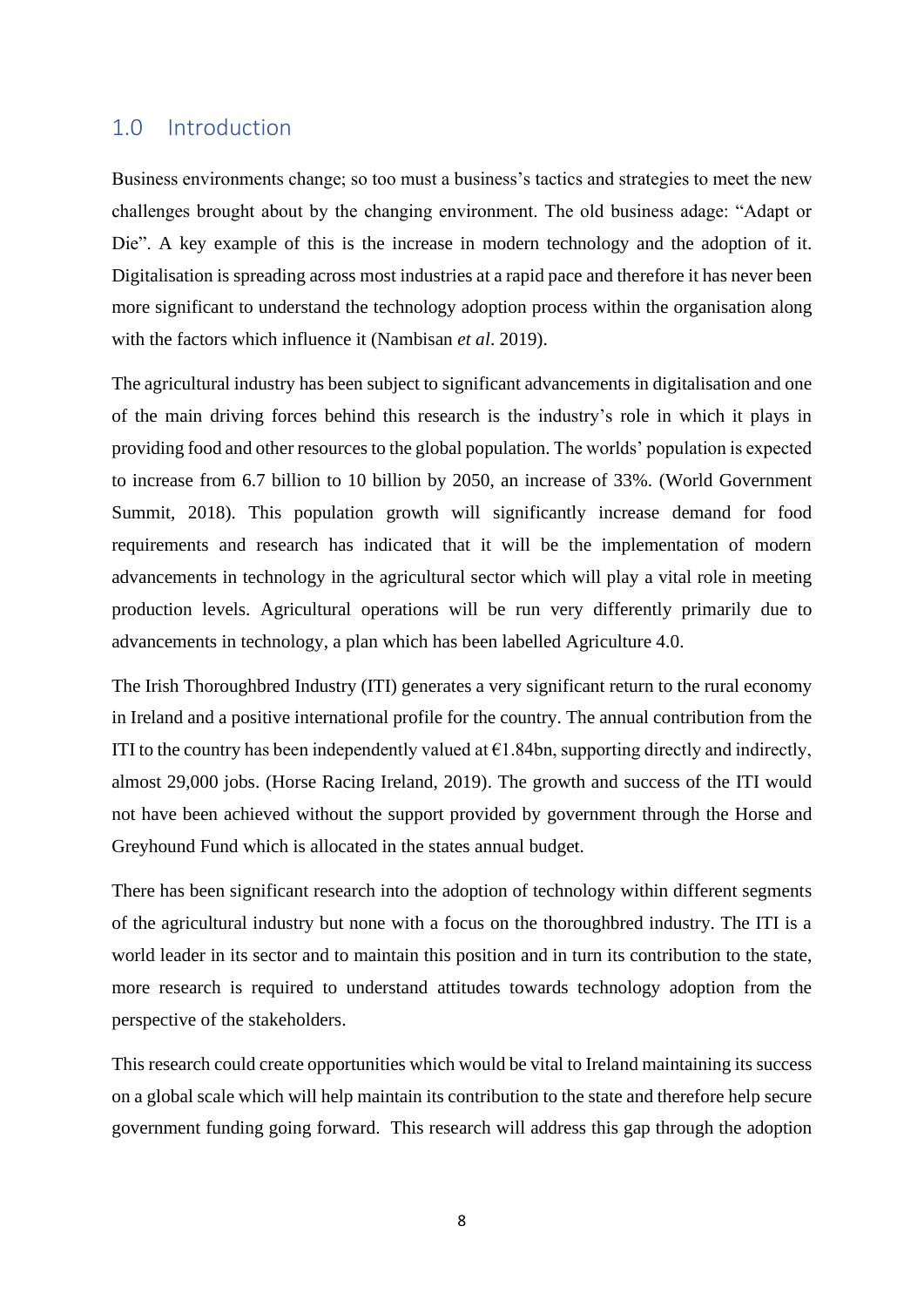## 1.0 Introduction

Business environments change; so too must a business's tactics and strategies to meet the new challenges brought about by the changing environment. The old business adage: "Adapt or Die". A key example of this is the increase in modern technology and the adoption of it. Digitalisation is spreading across most industries at a rapid pace and therefore it has never been more significant to understand the technology adoption process within the organisation along with the factors which influence it (Nambisan *et al*. 2019).

The agricultural industry has been subject to significant advancements in digitalisation and one of the main driving forces behind this research is the industry's role in which it plays in providing food and other resources to the global population. The worlds' population is expected to increase from 6.7 billion to 10 billion by 2050, an increase of 33%. (World Government Summit, 2018). This population growth will significantly increase demand for food requirements and research has indicated that it will be the implementation of modern advancements in technology in the agricultural sector which will play a vital role in meeting production levels. Agricultural operations will be run very differently primarily due to advancements in technology, a plan which has been labelled Agriculture 4.0.

The Irish Thoroughbred Industry (ITI) generates a very significant return to the rural economy in Ireland and a positive international profile for the country. The annual contribution from the ITI to the country has been independently valued at €1.84bn, supporting directly and indirectly, almost 29,000 jobs. (Horse Racing Ireland, 2019). The growth and success of the ITI would not have been achieved without the support provided by government through the Horse and Greyhound Fund which is allocated in the states annual budget.

There has been significant research into the adoption of technology within different segments of the agricultural industry but none with a focus on the thoroughbred industry. The ITI is a world leader in its sector and to maintain this position and in turn its contribution to the state, more research is required to understand attitudes towards technology adoption from the perspective of the stakeholders.

This research could create opportunities which would be vital to Ireland maintaining its success on a global scale which will help maintain its contribution to the state and therefore help secure government funding going forward. This research will address this gap through the adoption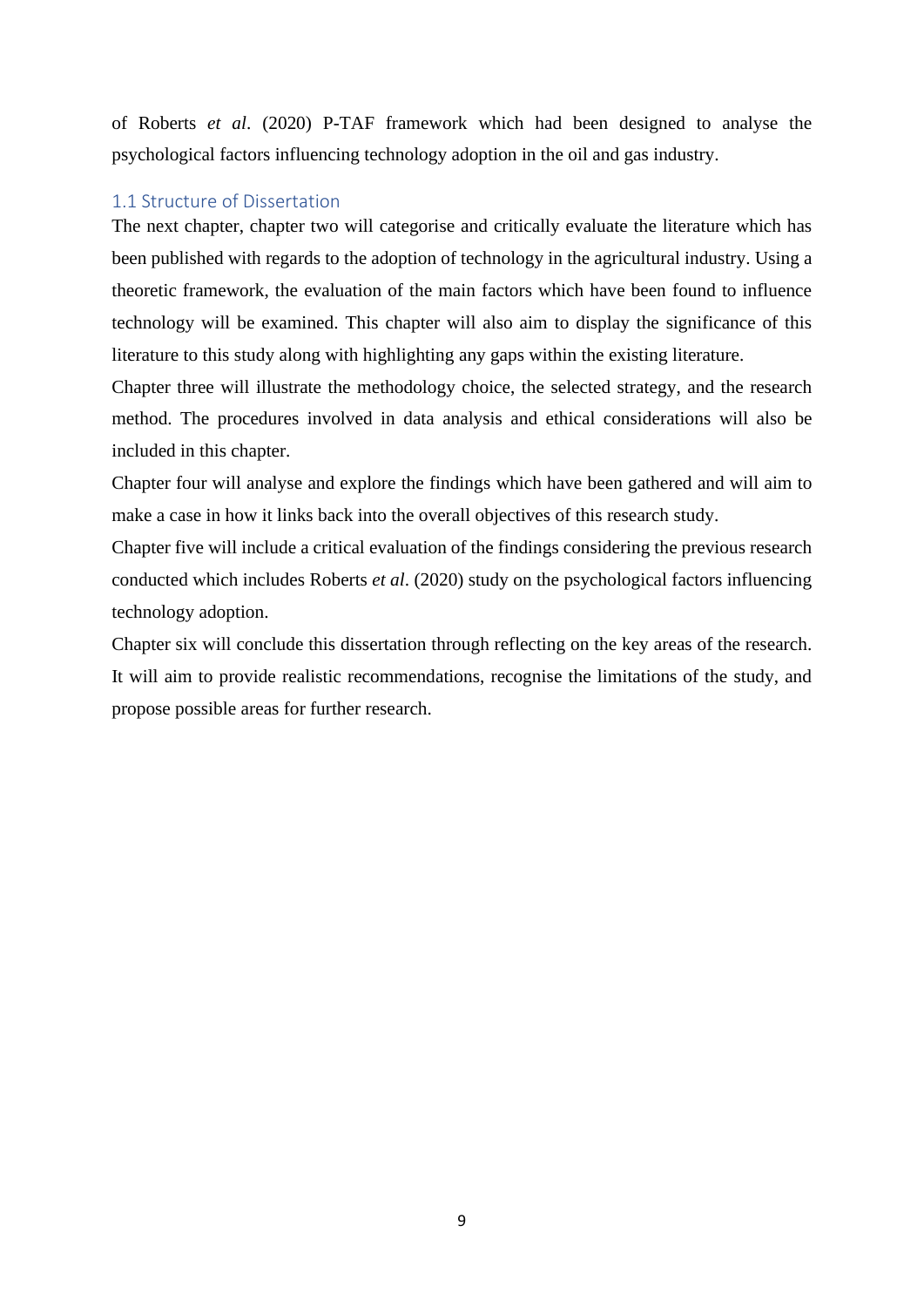of Roberts *et al*. (2020) P-TAF framework which had been designed to analyse the psychological factors influencing technology adoption in the oil and gas industry.

## 1.1 Structure of Dissertation

The next chapter, chapter two will categorise and critically evaluate the literature which has been published with regards to the adoption of technology in the agricultural industry. Using a theoretic framework, the evaluation of the main factors which have been found to influence technology will be examined. This chapter will also aim to display the significance of this literature to this study along with highlighting any gaps within the existing literature.

Chapter three will illustrate the methodology choice, the selected strategy, and the research method. The procedures involved in data analysis and ethical considerations will also be included in this chapter.

Chapter four will analyse and explore the findings which have been gathered and will aim to make a case in how it links back into the overall objectives of this research study.

Chapter five will include a critical evaluation of the findings considering the previous research conducted which includes Roberts *et al*. (2020) study on the psychological factors influencing technology adoption.

Chapter six will conclude this dissertation through reflecting on the key areas of the research. It will aim to provide realistic recommendations, recognise the limitations of the study, and propose possible areas for further research.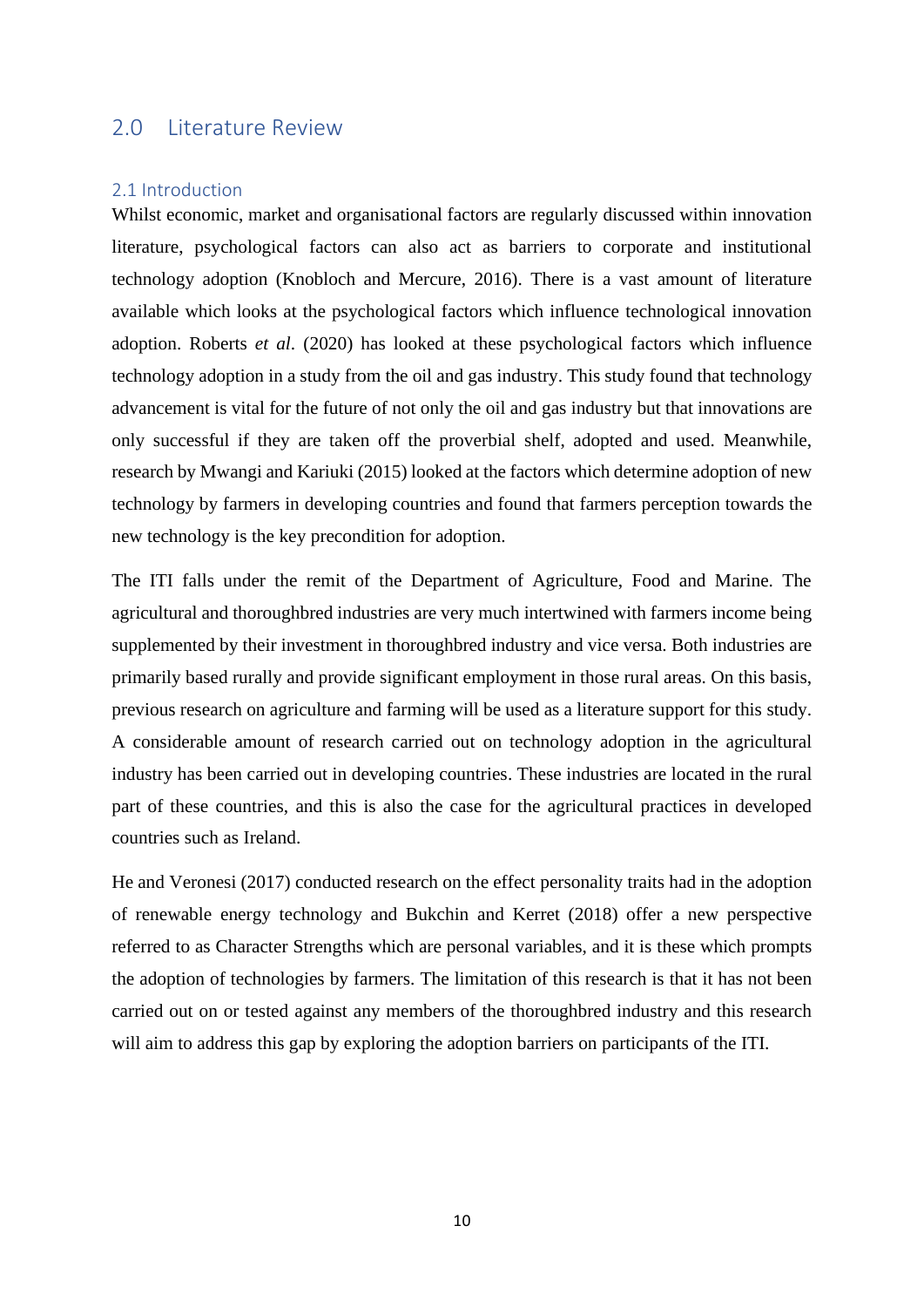## 2.0 Literature Review

### 2.1 Introduction

Whilst economic, market and organisational factors are regularly discussed within innovation literature, psychological factors can also act as barriers to corporate and institutional technology adoption (Knobloch and Mercure, 2016). There is a vast amount of literature available which looks at the psychological factors which influence technological innovation adoption. Roberts *et al*. (2020) has looked at these psychological factors which influence technology adoption in a study from the oil and gas industry. This study found that technology advancement is vital for the future of not only the oil and gas industry but that innovations are only successful if they are taken off the proverbial shelf, adopted and used. Meanwhile, research by Mwangi and Kariuki (2015) looked at the factors which determine adoption of new technology by farmers in developing countries and found that farmers perception towards the new technology is the key precondition for adoption.

The ITI falls under the remit of the Department of Agriculture, Food and Marine. The agricultural and thoroughbred industries are very much intertwined with farmers income being supplemented by their investment in thoroughbred industry and vice versa. Both industries are primarily based rurally and provide significant employment in those rural areas. On this basis, previous research on agriculture and farming will be used as a literature support for this study. A considerable amount of research carried out on technology adoption in the agricultural industry has been carried out in developing countries. These industries are located in the rural part of these countries, and this is also the case for the agricultural practices in developed countries such as Ireland.

He and Veronesi (2017) conducted research on the effect personality traits had in the adoption of renewable energy technology and Bukchin and Kerret (2018) offer a new perspective referred to as Character Strengths which are personal variables, and it is these which prompts the adoption of technologies by farmers. The limitation of this research is that it has not been carried out on or tested against any members of the thoroughbred industry and this research will aim to address this gap by exploring the adoption barriers on participants of the ITI.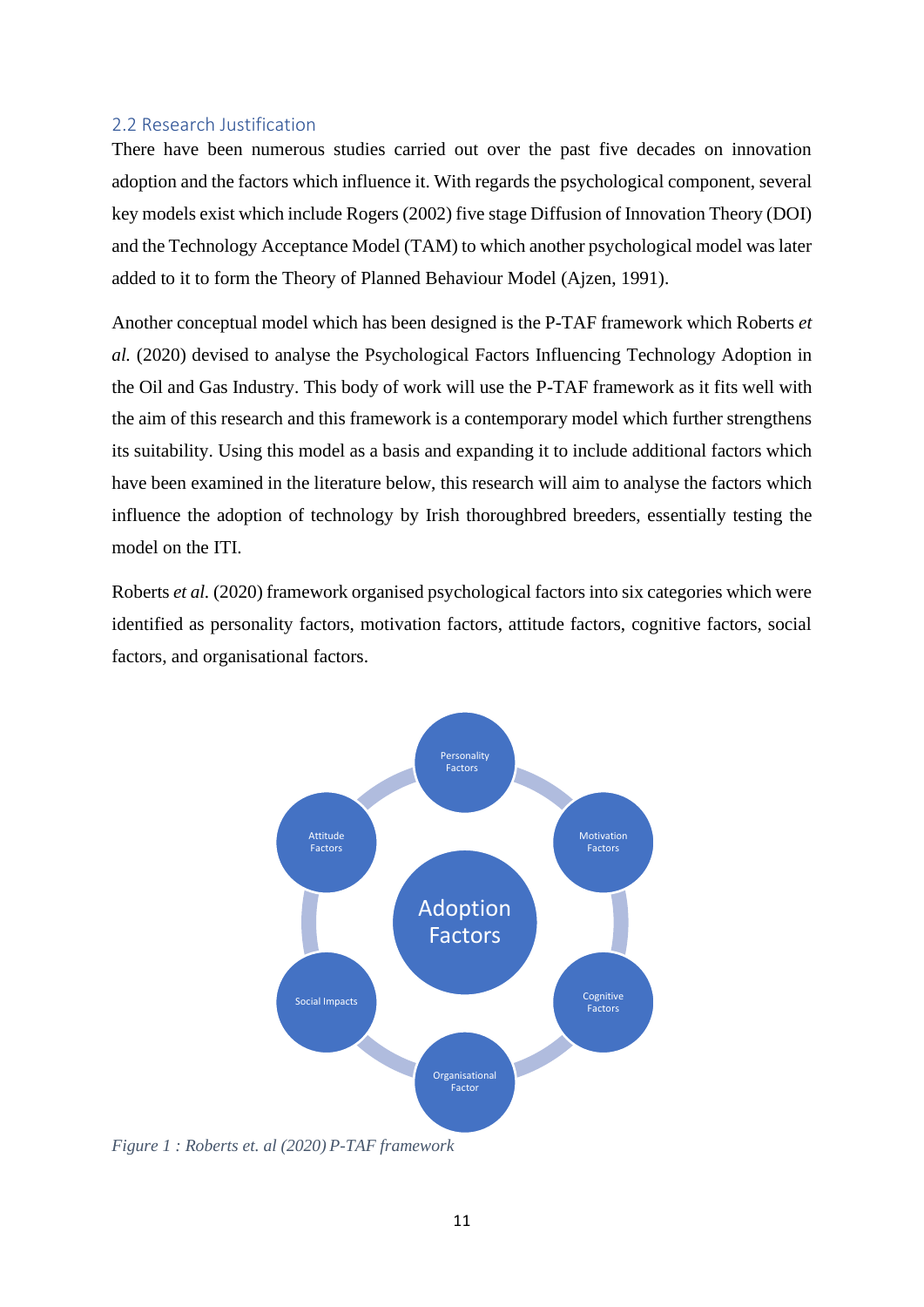## 2.2 Research Justification

There have been numerous studies carried out over the past five decades on innovation adoption and the factors which influence it. With regards the psychological component, several key models exist which include Rogers (2002) five stage Diffusion of Innovation Theory (DOI) and the Technology Acceptance Model (TAM) to which another psychological model was later added to it to form the Theory of Planned Behaviour Model (Ajzen, 1991).

Another conceptual model which has been designed is the P-TAF framework which Roberts *et al.* (2020) devised to analyse the Psychological Factors Influencing Technology Adoption in the Oil and Gas Industry. This body of work will use the P-TAF framework as it fits well with the aim of this research and this framework is a contemporary model which further strengthens its suitability. Using this model as a basis and expanding it to include additional factors which have been examined in the literature below, this research will aim to analyse the factors which influence the adoption of technology by Irish thoroughbred breeders, essentially testing the model on the ITI.

Roberts *et al.* (2020) framework organised psychological factors into six categories which were identified as personality factors, motivation factors, attitude factors, cognitive factors, social factors, and organisational factors.

Adoption Factors

Personality Factors

Motivation Factors

Cognitive Factors

Organisational Factor

Social Impacts

Attitude Factors

*Figure 1 : Roberts et. al (2020) P-TAF framework*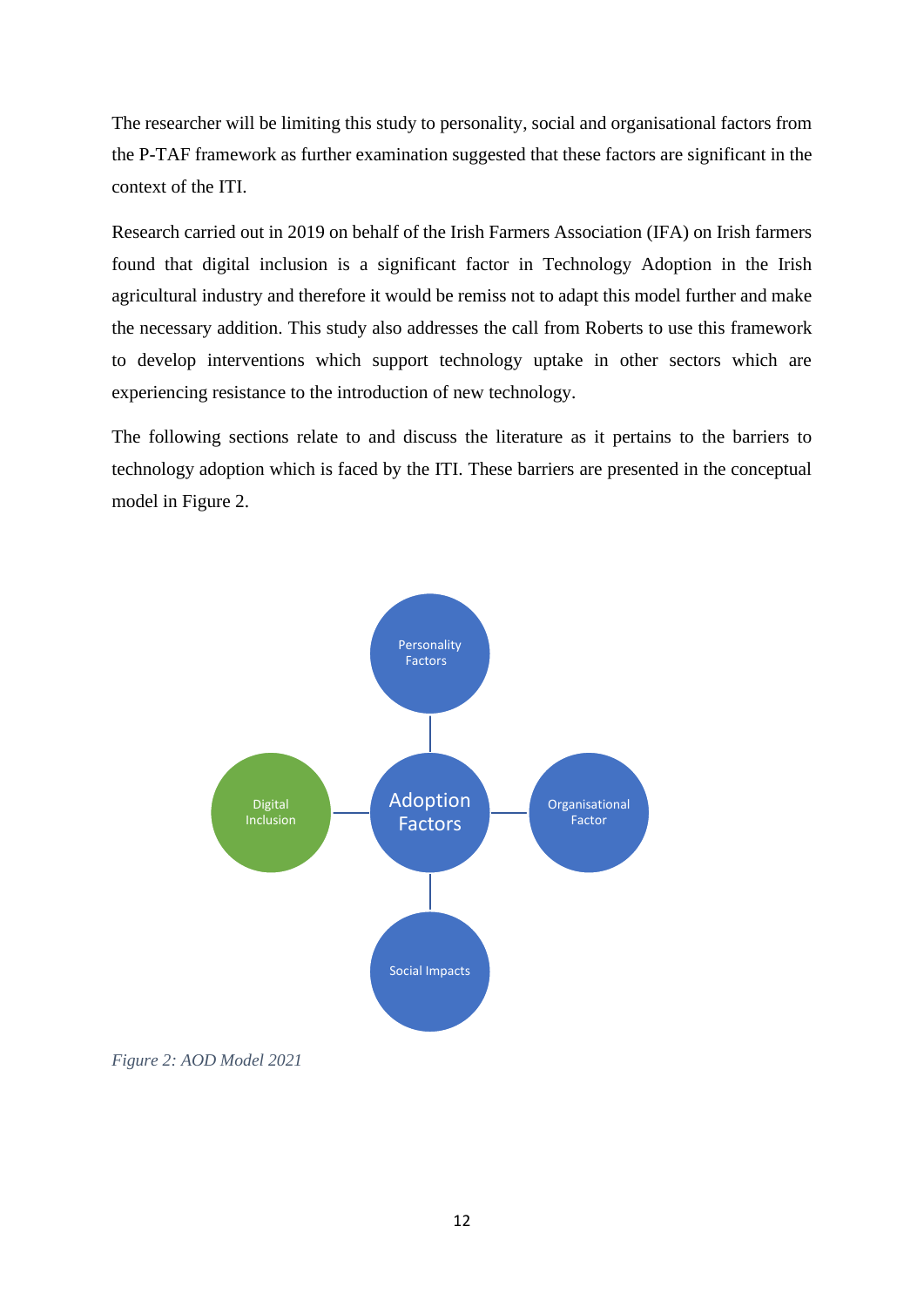The researcher will be limiting this study to personality, social and organisational factors from the P-TAF framework as further examination suggested that these factors are significant in the context of the ITI.

Research carried out in 2019 on behalf of the Irish Farmers Association (IFA) on Irish farmers found that digital inclusion is a significant factor in Technology Adoption in the Irish agricultural industry and therefore it would be remiss not to adapt this model further and make the necessary addition. This study also addresses the call from Roberts to use this framework to develop interventions which support technology uptake in other sectors which are experiencing resistance to the introduction of new technology.

The following sections relate to and discuss the literature as it pertains to the barriers to technology adoption which is faced by the ITI. These barriers are presented in the conceptual model in Figure 2.

Personality Factors

Digital Inclusion

Adoption Factors

Organisational Factor

Social Impacts

*Figure 2: AOD Model 2021*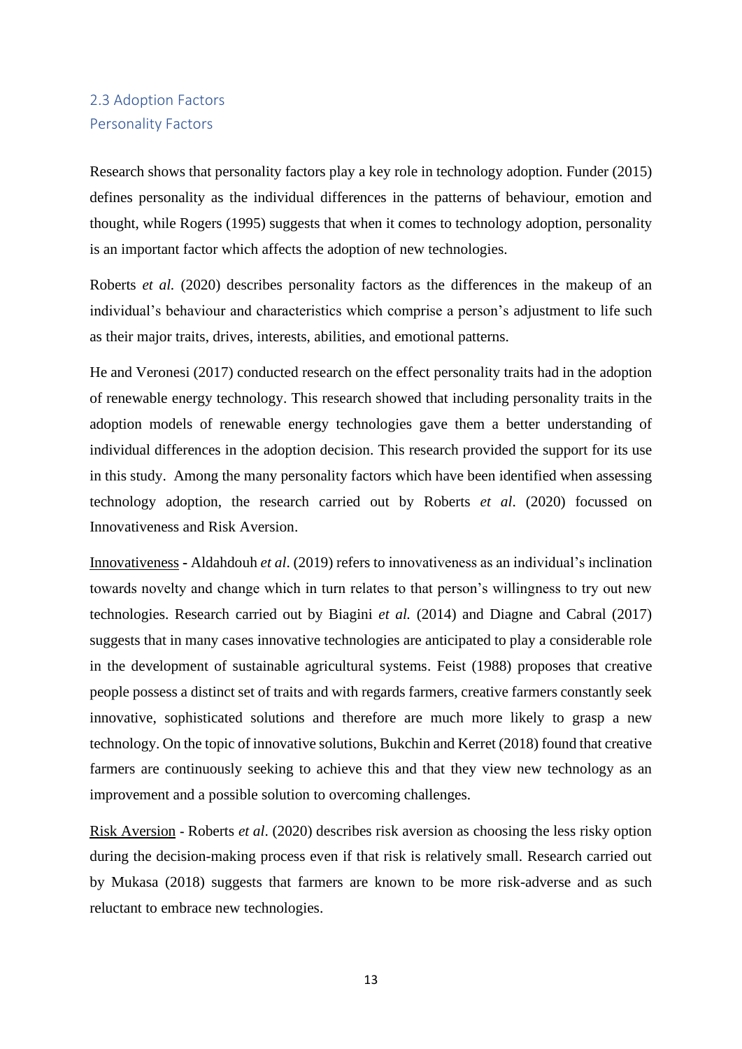## 2.3 Adoption Factors

### Personality Factors

Research shows that personality factors play a key role in technology adoption. Funder (2015) defines personality as the individual differences in the patterns of behaviour, emotion and thought, while Rogers (1995) suggests that when it comes to technology adoption, personality is an important factor which affects the adoption of new technologies.

Roberts *et al.* (2020) describes personality factors as the differences in the makeup of an individual's behaviour and characteristics which comprise a person's adjustment to life such as their major traits, drives, interests, abilities, and emotional patterns.

He and Veronesi (2017) conducted research on the effect personality traits had in the adoption of renewable energy technology. This research showed that including personality traits in the adoption models of renewable energy technologies gave them a better understanding of individual differences in the adoption decision. This research provided the support for its use in this study. Among the many personality factors which have been identified when assessing technology adoption, the research carried out by Roberts *et al*. (2020) focussed on Innovativeness and Risk Aversion.

<u>Innovativeness</u> - Aldahdouh *et al*. (2019) refers to innovativeness as an individual's inclination towards novelty and change which in turn relates to that person's willingness to try out new technologies. Research carried out by Biagini *et al.* (2014) and Diagne and Cabral (2017) suggests that in many cases innovative technologies are anticipated to play a considerable role in the development of sustainable agricultural systems. Feist (1988) proposes that creative people possess a distinct set of traits and with regards farmers, creative farmers constantly seek innovative, sophisticated solutions and therefore are much more likely to grasp a new technology. On the topic of innovative solutions, Bukchin and Kerret (2018) found that creative farmers are continuously seeking to achieve this and that they view new technology as an improvement and a possible solution to overcoming challenges.

<u>Risk Aversion</u> - Roberts *et al*. (2020) describes risk aversion as choosing the less risky option during the decision-making process even if that risk is relatively small. Research carried out by Mukasa (2018) suggests that farmers are known to be more risk-adverse and as such reluctant to embrace new technologies.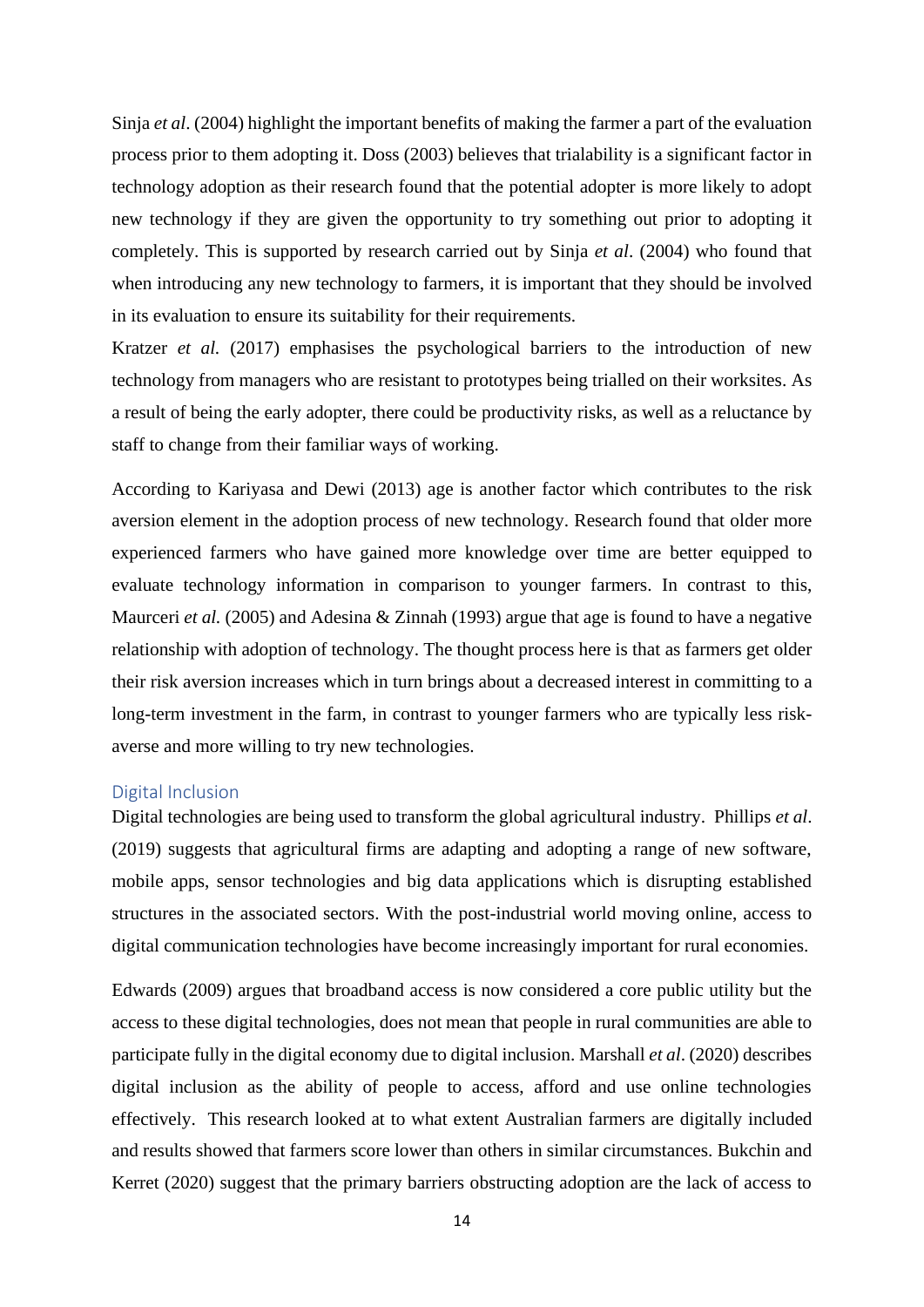Sinja *et al*. (2004) highlight the important benefits of making the farmer a part of the evaluation process prior to them adopting it. Doss (2003) believes that trialability is a significant factor in technology adoption as their research found that the potential adopter is more likely to adopt new technology if they are given the opportunity to try something out prior to adopting it completely. This is supported by research carried out by Sinja *et al*. (2004) who found that when introducing any new technology to farmers, it is important that they should be involved in its evaluation to ensure its suitability for their requirements.

Kratzer *et al.* (2017) emphasises the psychological barriers to the introduction of new technology from managers who are resistant to prototypes being trialled on their worksites. As a result of being the early adopter, there could be productivity risks, as well as a reluctance by staff to change from their familiar ways of working.

According to Kariyasa and Dewi (2013) age is another factor which contributes to the risk aversion element in the adoption process of new technology. Research found that older more experienced farmers who have gained more knowledge over time are better equipped to evaluate technology information in comparison to younger farmers. In contrast to this, Maurceri *et al.* (2005) and Adesina & Zinnah (1993) argue that age is found to have a negative relationship with adoption of technology. The thought process here is that as farmers get older their risk aversion increases which in turn brings about a decreased interest in committing to a long-term investment in the farm, in contrast to younger farmers who are typically less risk-averse and more willing to try new technologies.

## Digital Inclusion

Digital technologies are being used to transform the global agricultural industry. Phillips *et al*. (2019) suggests that agricultural firms are adapting and adopting a range of new software, mobile apps, sensor technologies and big data applications which is disrupting established structures in the associated sectors. With the post-industrial world moving online, access to digital communication technologies have become increasingly important for rural economies.

Edwards (2009) argues that broadband access is now considered a core public utility but the access to these digital technologies, does not mean that people in rural communities are able to participate fully in the digital economy due to digital inclusion. Marshall *et al*. (2020) describes digital inclusion as the ability of people to access, afford and use online technologies effectively. This research looked at to what extent Australian farmers are digitally included and results showed that farmers score lower than others in similar circumstances. Bukchin and Kerret (2020) suggest that the primary barriers obstructing adoption are the lack of access to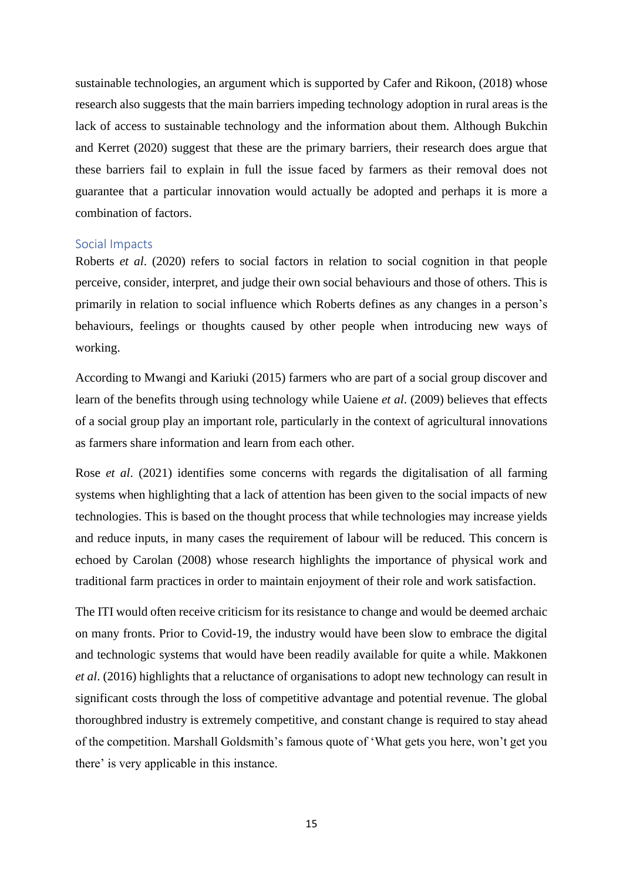sustainable technologies, an argument which is supported by Cafer and Rikoon, (2018) whose research also suggests that the main barriers impeding technology adoption in rural areas is the lack of access to sustainable technology and the information about them. Although Bukchin and Kerret (2020) suggest that these are the primary barriers, their research does argue that these barriers fail to explain in full the issue faced by farmers as their removal does not guarantee that a particular innovation would actually be adopted and perhaps it is more a combination of factors.

### Social Impacts

Roberts *et al*. (2020) refers to social factors in relation to social cognition in that people perceive, consider, interpret, and judge their own social behaviours and those of others. This is primarily in relation to social influence which Roberts defines as any changes in a person's behaviours, feelings or thoughts caused by other people when introducing new ways of working.

According to Mwangi and Kariuki (2015) farmers who are part of a social group discover and learn of the benefits through using technology while Uaiene *et al*. (2009) believes that effects of a social group play an important role, particularly in the context of agricultural innovations as farmers share information and learn from each other.

Rose *et al*. (2021) identifies some concerns with regards the digitalisation of all farming systems when highlighting that a lack of attention has been given to the social impacts of new technologies. This is based on the thought process that while technologies may increase yields and reduce inputs, in many cases the requirement of labour will be reduced. This concern is echoed by Carolan (2008) whose research highlights the importance of physical work and traditional farm practices in order to maintain enjoyment of their role and work satisfaction.

The ITI would often receive criticism for its resistance to change and would be deemed archaic on many fronts. Prior to Covid-19, the industry would have been slow to embrace the digital and technologic systems that would have been readily available for quite a while. Makkonen *et al*. (2016) highlights that a reluctance of organisations to adopt new technology can result in significant costs through the loss of competitive advantage and potential revenue. The global thoroughbred industry is extremely competitive, and constant change is required to stay ahead of the competition. Marshall Goldsmith's famous quote of 'What gets you here, won't get you there' is very applicable in this instance.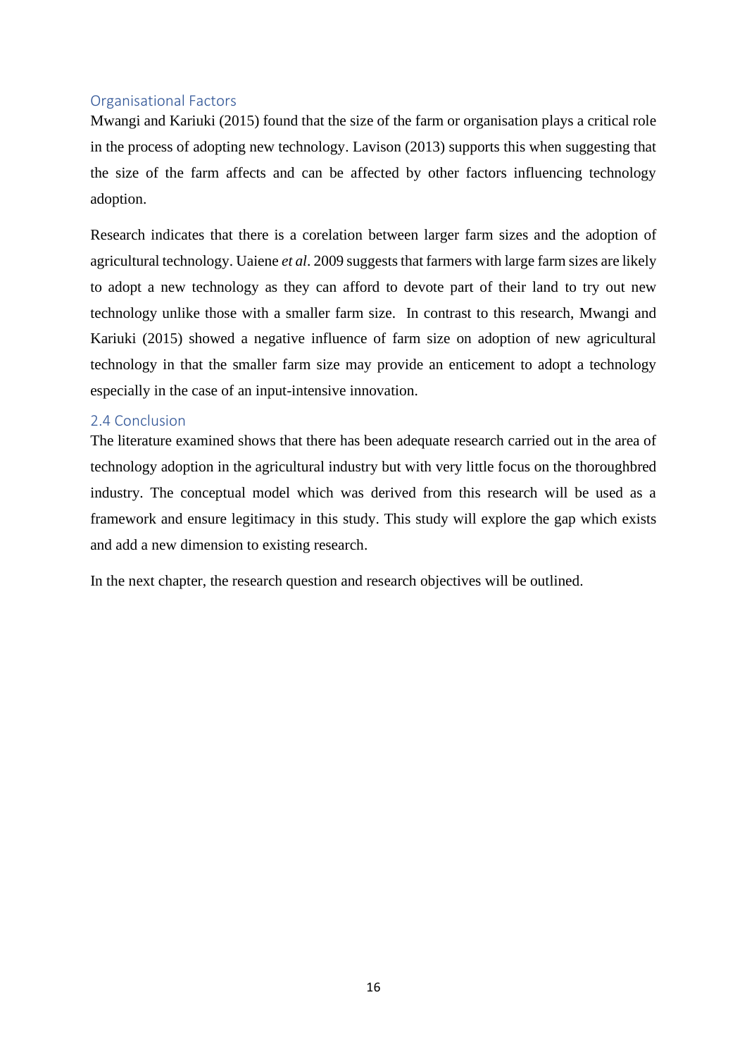### Organisational Factors

Mwangi and Kariuki (2015) found that the size of the farm or organisation plays a critical role in the process of adopting new technology. Lavison (2013) supports this when suggesting that the size of the farm affects and can be affected by other factors influencing technology adoption.

Research indicates that there is a corelation between larger farm sizes and the adoption of agricultural technology. Uaiene *et al*. 2009 suggests that farmers with large farm sizes are likely to adopt a new technology as they can afford to devote part of their land to try out new technology unlike those with a smaller farm size. In contrast to this research, Mwangi and Kariuki (2015) showed a negative influence of farm size on adoption of new agricultural technology in that the smaller farm size may provide an enticement to adopt a technology especially in the case of an input-intensive innovation.

## 2.4 Conclusion

The literature examined shows that there has been adequate research carried out in the area of technology adoption in the agricultural industry but with very little focus on the thoroughbred industry. The conceptual model which was derived from this research will be used as a framework and ensure legitimacy in this study. This study will explore the gap which exists and add a new dimension to existing research.

In the next chapter, the research question and research objectives will be outlined.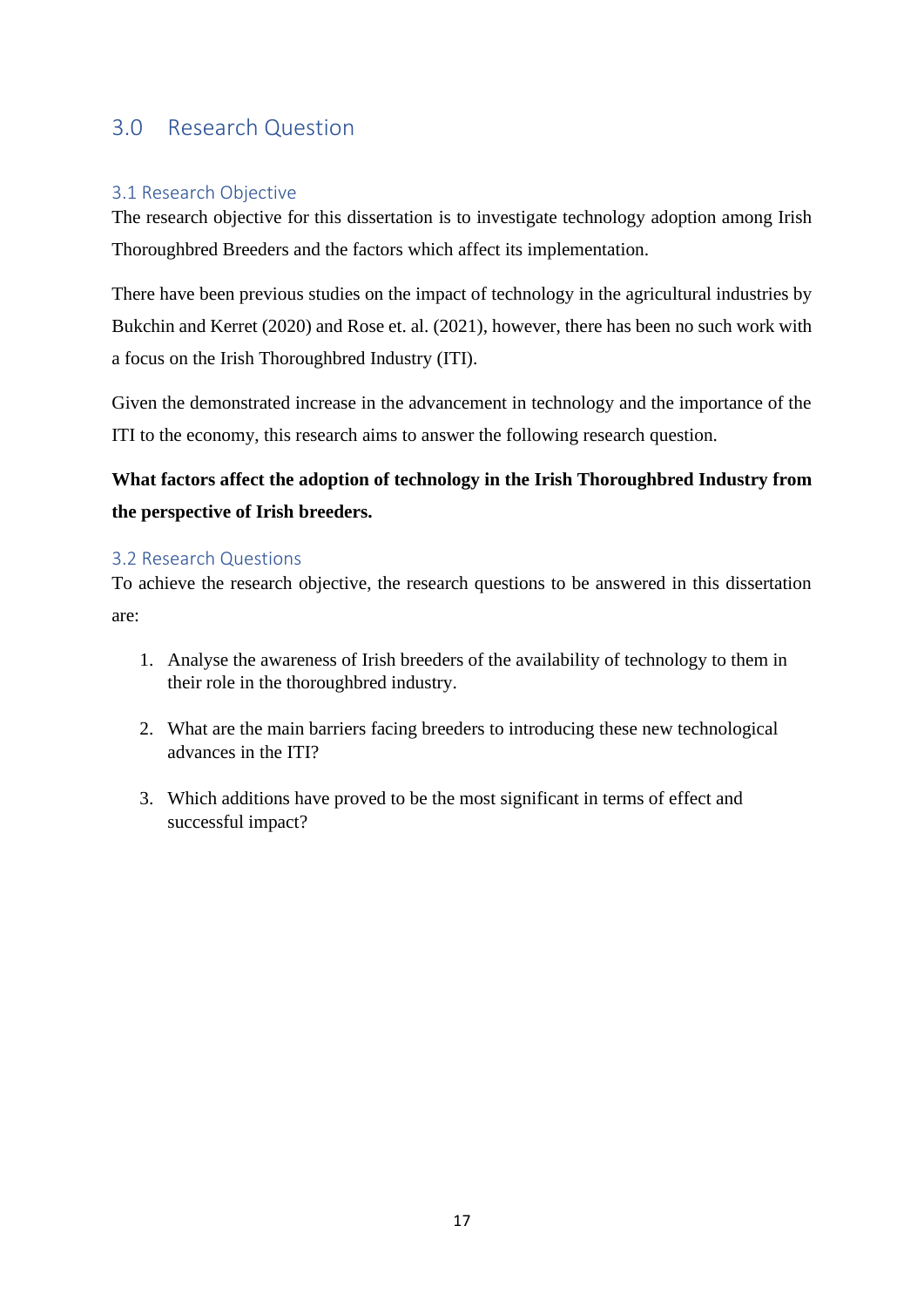## 3.0 Research Question

### 3.1 Research Objective

The research objective for this dissertation is to investigate technology adoption among Irish Thoroughbred Breeders and the factors which affect its implementation.

There have been previous studies on the impact of technology in the agricultural industries by Bukchin and Kerret (2020) and Rose et. al. (2021), however, there has been no such work with a focus on the Irish Thoroughbred Industry (ITI).

Given the demonstrated increase in the advancement in technology and the importance of the ITI to the economy, this research aims to answer the following research question.

**What factors affect the adoption of technology in the Irish Thoroughbred Industry from the perspective of Irish breeders.**

### 3.2 Research Questions

To achieve the research objective, the research questions to be answered in this dissertation are:

1. Analyse the awareness of Irish breeders of the availability of technology to them in their role in the thoroughbred industry.

2. What are the main barriers facing breeders to introducing these new technological advances in the ITI?

3. Which additions have proved to be the most significant in terms of effect and successful impact?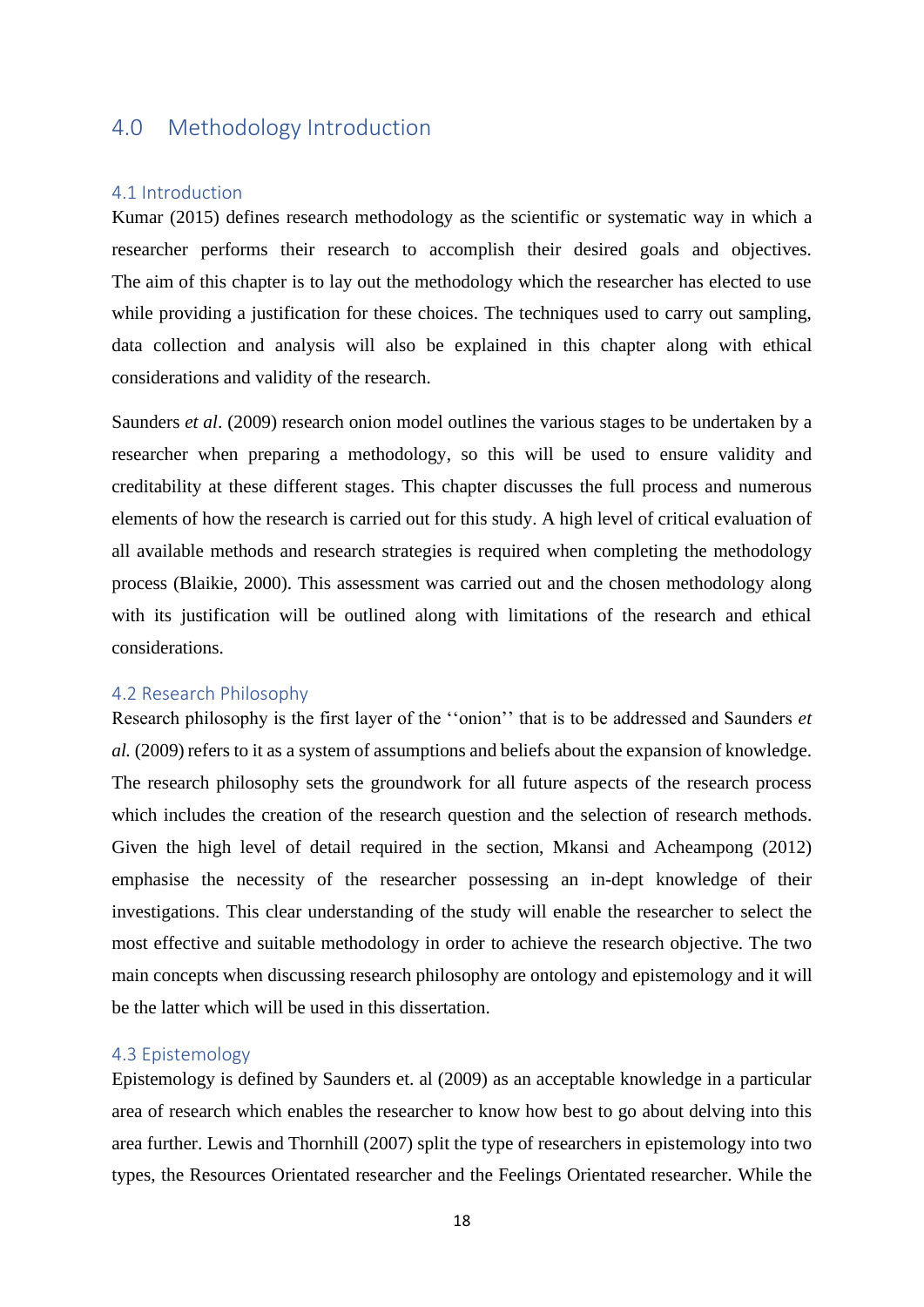# 4.0 Methodology Introduction

## 4.1 Introduction

Kumar (2015) defines research methodology as the scientific or systematic way in which a researcher performs their research to accomplish their desired goals and objectives. The aim of this chapter is to lay out the methodology which the researcher has elected to use while providing a justification for these choices. The techniques used to carry out sampling, data collection and analysis will also be explained in this chapter along with ethical considerations and validity of the research.

Saunders *et al*. (2009) research onion model outlines the various stages to be undertaken by a researcher when preparing a methodology, so this will be used to ensure validity and creditability at these different stages. This chapter discusses the full process and numerous elements of how the research is carried out for this study. A high level of critical evaluation of all available methods and research strategies is required when completing the methodology process (Blaikie, 2000). This assessment was carried out and the chosen methodology along with its justification will be outlined along with limitations of the research and ethical considerations.

## 4.2 Research Philosophy

Research philosophy is the first layer of the ‘‘onion’’ that is to be addressed and Saunders *et al.* (2009) refers to it as a system of assumptions and beliefs about the expansion of knowledge. The research philosophy sets the groundwork for all future aspects of the research process which includes the creation of the research question and the selection of research methods. Given the high level of detail required in the section, Mkansi and Acheampong (2012) emphasise the necessity of the researcher possessing an in-dept knowledge of their investigations. This clear understanding of the study will enable the researcher to select the most effective and suitable methodology in order to achieve the research objective. The two main concepts when discussing research philosophy are ontology and epistemology and it will be the latter which will be used in this dissertation.

## 4.3 Epistemology

Epistemology is defined by Saunders et. al (2009) as an acceptable knowledge in a particular area of research which enables the researcher to know how best to go about delving into this area further. Lewis and Thornhill (2007) split the type of researchers in epistemology into two types, the Resources Orientated researcher and the Feelings Orientated researcher. While the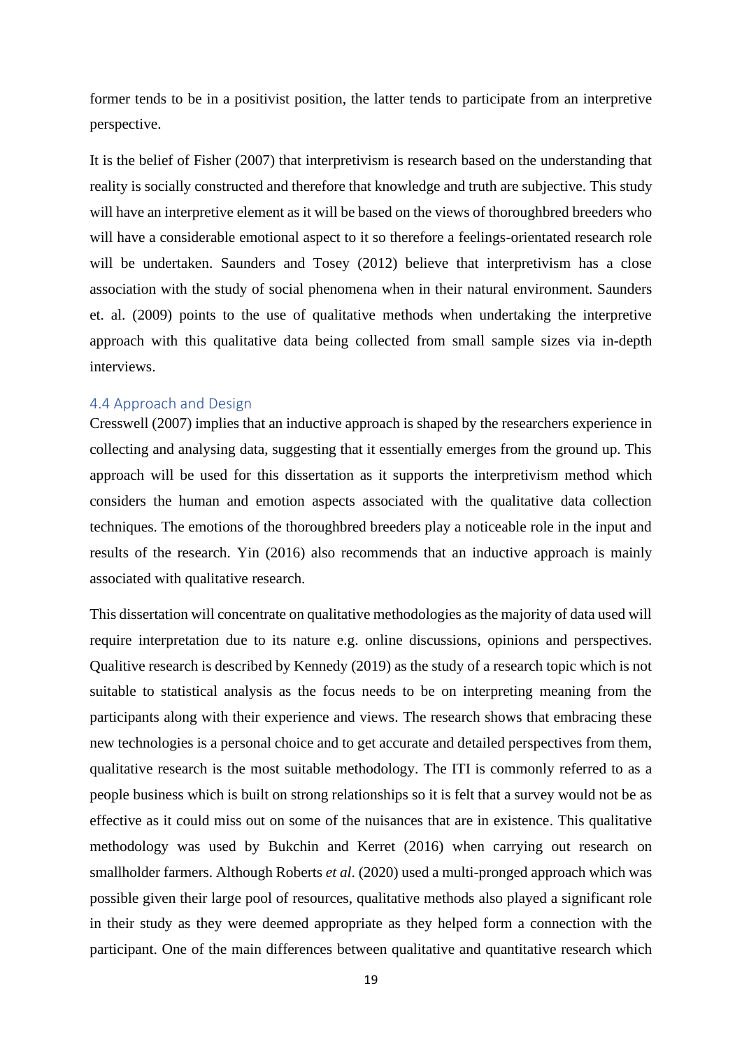former tends to be in a positivist position, the latter tends to participate from an interpretive perspective.

It is the belief of Fisher (2007) that interpretivism is research based on the understanding that reality is socially constructed and therefore that knowledge and truth are subjective. This study will have an interpretive element as it will be based on the views of thoroughbred breeders who will have a considerable emotional aspect to it so therefore a feelings-orientated research role will be undertaken. Saunders and Tosey (2012) believe that interpretivism has a close association with the study of social phenomena when in their natural environment. Saunders et. al. (2009) points to the use of qualitative methods when undertaking the interpretive approach with this qualitative data being collected from small sample sizes via in-depth interviews.

### 4.4 Approach and Design

Cresswell (2007) implies that an inductive approach is shaped by the researchers experience in collecting and analysing data, suggesting that it essentially emerges from the ground up. This approach will be used for this dissertation as it supports the interpretivism method which considers the human and emotion aspects associated with the qualitative data collection techniques. The emotions of the thoroughbred breeders play a noticeable role in the input and results of the research. Yin (2016) also recommends that an inductive approach is mainly associated with qualitative research.

This dissertation will concentrate on qualitative methodologies as the majority of data used will require interpretation due to its nature e.g. online discussions, opinions and perspectives. Qualitive research is described by Kennedy (2019) as the study of a research topic which is not suitable to statistical analysis as the focus needs to be on interpreting meaning from the participants along with their experience and views. The research shows that embracing these new technologies is a personal choice and to get accurate and detailed perspectives from them, qualitative research is the most suitable methodology. The ITI is commonly referred to as a people business which is built on strong relationships so it is felt that a survey would not be as effective as it could miss out on some of the nuisances that are in existence. This qualitative methodology was used by Bukchin and Kerret (2016) when carrying out research on smallholder farmers. Although Roberts *et al*. (2020) used a multi-pronged approach which was possible given their large pool of resources, qualitative methods also played a significant role in their study as they were deemed appropriate as they helped form a connection with the participant. One of the main differences between qualitative and quantitative research which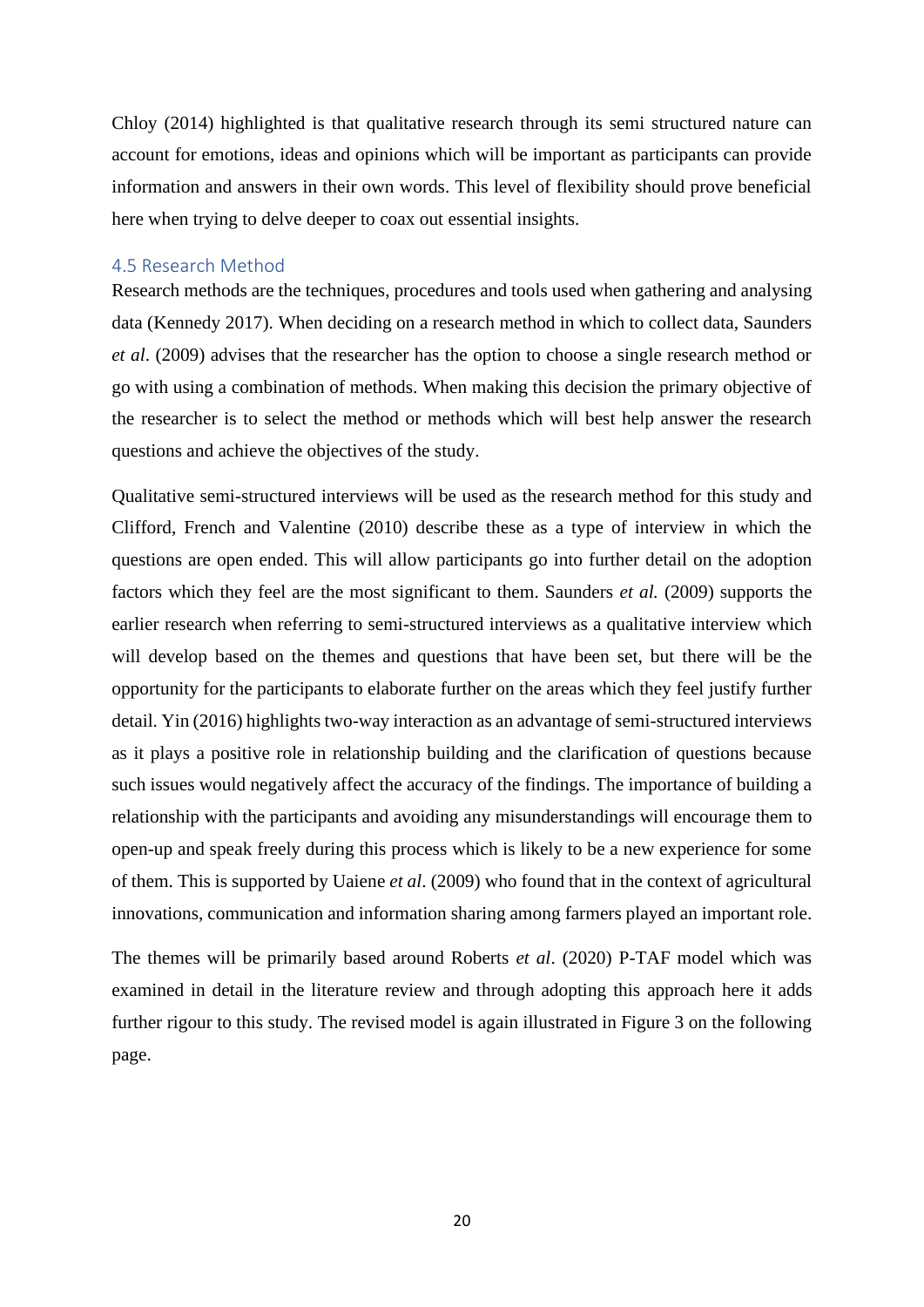Chloy (2014) highlighted is that qualitative research through its semi structured nature can account for emotions, ideas and opinions which will be important as participants can provide information and answers in their own words. This level of flexibility should prove beneficial here when trying to delve deeper to coax out essential insights.

### 4.5 Research Method

Research methods are the techniques, procedures and tools used when gathering and analysing data (Kennedy 2017). When deciding on a research method in which to collect data, Saunders *et al*. (2009) advises that the researcher has the option to choose a single research method or go with using a combination of methods. When making this decision the primary objective of the researcher is to select the method or methods which will best help answer the research questions and achieve the objectives of the study.

Qualitative semi-structured interviews will be used as the research method for this study and Clifford, French and Valentine (2010) describe these as a type of interview in which the questions are open ended. This will allow participants go into further detail on the adoption factors which they feel are the most significant to them. Saunders *et al.* (2009) supports the earlier research when referring to semi-structured interviews as a qualitative interview which will develop based on the themes and questions that have been set, but there will be the opportunity for the participants to elaborate further on the areas which they feel justify further detail. Yin (2016) highlights two-way interaction as an advantage of semi-structured interviews as it plays a positive role in relationship building and the clarification of questions because such issues would negatively affect the accuracy of the findings. The importance of building a relationship with the participants and avoiding any misunderstandings will encourage them to open-up and speak freely during this process which is likely to be a new experience for some of them. This is supported by Uaiene *et al*. (2009) who found that in the context of agricultural innovations, communication and information sharing among farmers played an important role.

The themes will be primarily based around Roberts *et al*. (2020) P-TAF model which was examined in detail in the literature review and through adopting this approach here it adds further rigour to this study. The revised model is again illustrated in Figure 3 on the following page.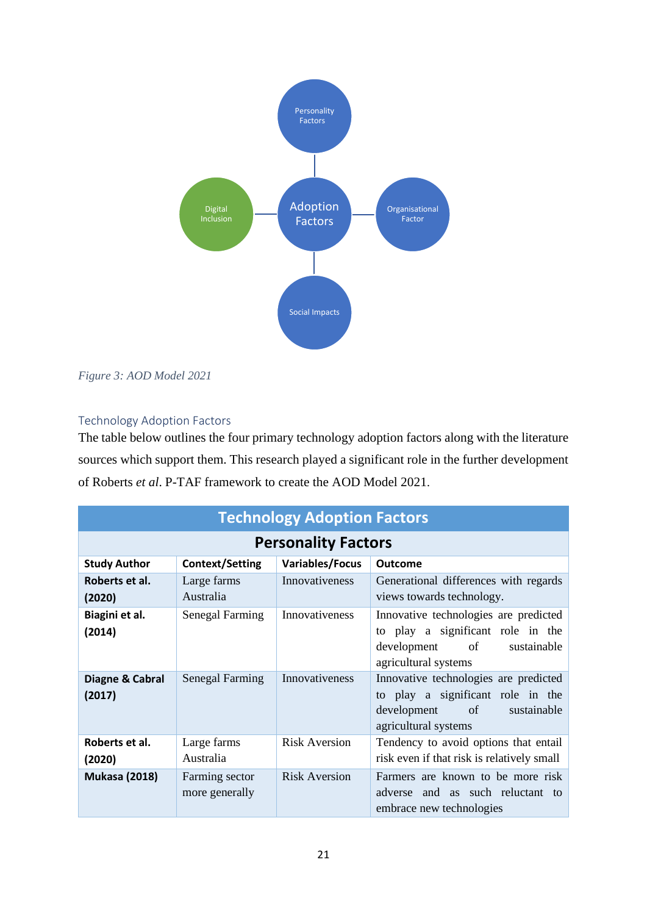Personality Factors

Digital Inclusion

Adoption Factors

Organisational Factor

Social Impacts

*Figure 3: AOD Model 2021*

## Technology Adoption Factors

The table below outlines the four primary technology adoption factors along with the literature sources which support them. This research played a significant role in the further development of Roberts *et al*. P-TAF framework to create the AOD Model 2021.

| **Technology Adoption Factors** | | | |
|---|---|---|---|
| **Personality Factors** | | | |
| **Study Author** | **Context/Setting** | **Variables/Focus** | **Outcome** |
| **Roberts et al. (2020)** | Large farms Australia | Innovativeness | Generational differences with regards views towards technology. |
| **Biagini et al. (2014)** | Senegal Farming | Innovativeness | Innovative technologies are predicted to play a significant role in the development of sustainable agricultural systems |
| **Diagne & Cabral (2017)** | Senegal Farming | Innovativeness | Innovative technologies are predicted to play a significant role in the development of sustainable agricultural systems |
| **Roberts et al. (2020)** | Large farms Australia | Risk Aversion | Tendency to avoid options that entail risk even if that risk is relatively small |
| **Mukasa (2018)** | Farming sector more generally | Risk Aversion | Farmers are known to be more risk adverse and as such reluctant to embrace new technologies |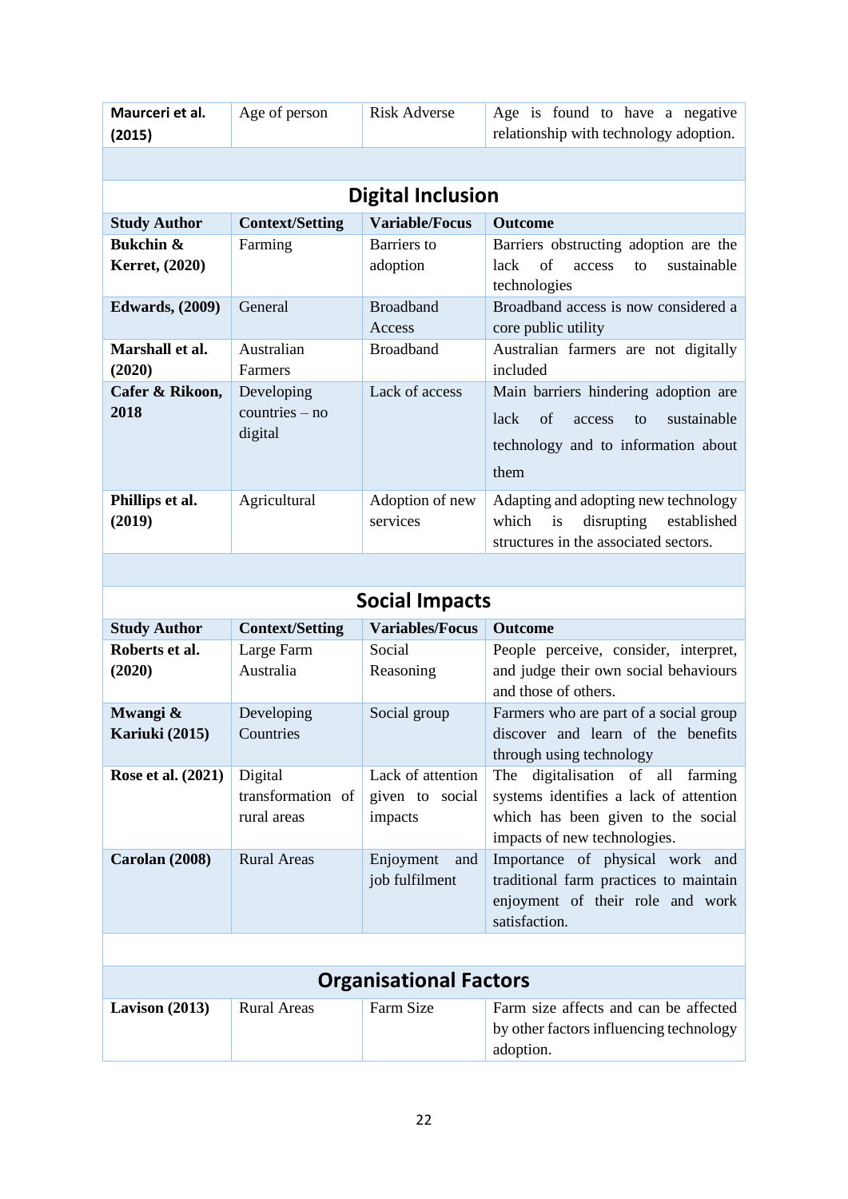| **Maurceri et al. (2015)** | Age of person | Risk Adverse | Age is found to have a negative relationship with technology adoption. |
|---|---|---|---|

## Digital Inclusion

| Study Author | Context/Setting | Variable/Focus | Outcome |
|---|---|---|---|
| **Bukchin & Kerret, (2020)** | Farming | Barriers to adoption | Barriers obstructing adoption are the lack of access to sustainable technologies |
| **Edwards, (2009)** | General | Broadband Access | Broadband access is now considered a core public utility |
| **Marshall et al. (2020)** | Australian Farmers | Broadband | Australian farmers are not digitally included |
| **Cafer & Rikoon, 2018** | Developing countries – no digital | Lack of access | Main barriers hindering adoption are lack of access to sustainable technology and to information about them |
| **Phillips et al. (2019)** | Agricultural | Adoption of new services | Adapting and adopting new technology which is disrupting established structures in the associated sectors. |

## Social Impacts

| Study Author | Context/Setting | Variables/Focus | Outcome |
|---|---|---|---|
| **Roberts et al. (2020)** | Large Farm Australia | Social Reasoning | People perceive, consider, interpret, and judge their own social behaviours and those of others. |
| **Mwangi & Kariuki (2015)** | Developing Countries | Social group | Farmers who are part of a social group discover and learn of the benefits through using technology |
| **Rose et al. (2021)** | Digital transformation of rural areas | Lack of attention given to social impacts | The digitalisation of all farming systems identifies a lack of attention which has been given to the social impacts of new technologies. |
| **Carolan (2008)** | Rural Areas | Enjoyment and job fulfilment | Importance of physical work and traditional farm practices to maintain enjoyment of their role and work satisfaction. |

## Organisational Factors

| **Lavison (2013)** | Rural Areas | Farm Size | Farm size affects and can be affected by other factors influencing technology adoption. |
|---|---|---|---|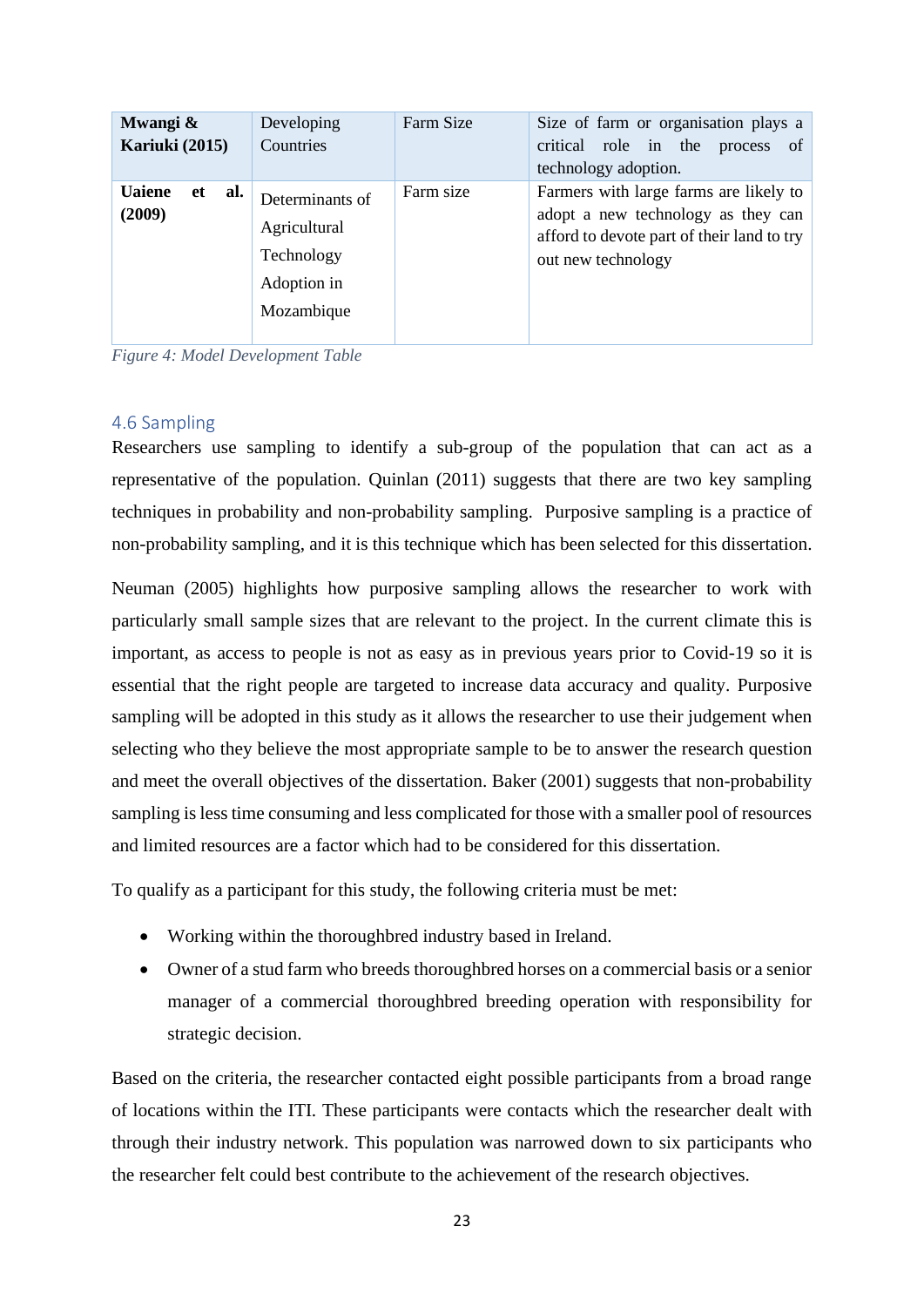| **Mwangi & Kariuki (2015)** | Developing Countries | Farm Size | Size of farm or organisation plays a critical role in the process of technology adoption. |
|---|---|---|---|
| **Uaiene et al. (2009)** | Determinants of Agricultural Technology Adoption in Mozambique | Farm size | Farmers with large farms are likely to adopt a new technology as they can afford to devote part of their land to try out new technology |

*Figure 4: Model Development Table*

## 4.6 Sampling

Researchers use sampling to identify a sub-group of the population that can act as a representative of the population. Quinlan (2011) suggests that there are two key sampling techniques in probability and non-probability sampling. Purposive sampling is a practice of non-probability sampling, and it is this technique which has been selected for this dissertation.

Neuman (2005) highlights how purposive sampling allows the researcher to work with particularly small sample sizes that are relevant to the project. In the current climate this is important, as access to people is not as easy as in previous years prior to Covid-19 so it is essential that the right people are targeted to increase data accuracy and quality. Purposive sampling will be adopted in this study as it allows the researcher to use their judgement when selecting who they believe the most appropriate sample to be to answer the research question and meet the overall objectives of the dissertation. Baker (2001) suggests that non-probability sampling is less time consuming and less complicated for those with a smaller pool of resources and limited resources are a factor which had to be considered for this dissertation.

To qualify as a participant for this study, the following criteria must be met:

- Working within the thoroughbred industry based in Ireland.
- Owner of a stud farm who breeds thoroughbred horses on a commercial basis or a senior manager of a commercial thoroughbred breeding operation with responsibility for strategic decision.

Based on the criteria, the researcher contacted eight possible participants from a broad range of locations within the ITI. These participants were contacts which the researcher dealt with through their industry network. This population was narrowed down to six participants who the researcher felt could best contribute to the achievement of the research objectives.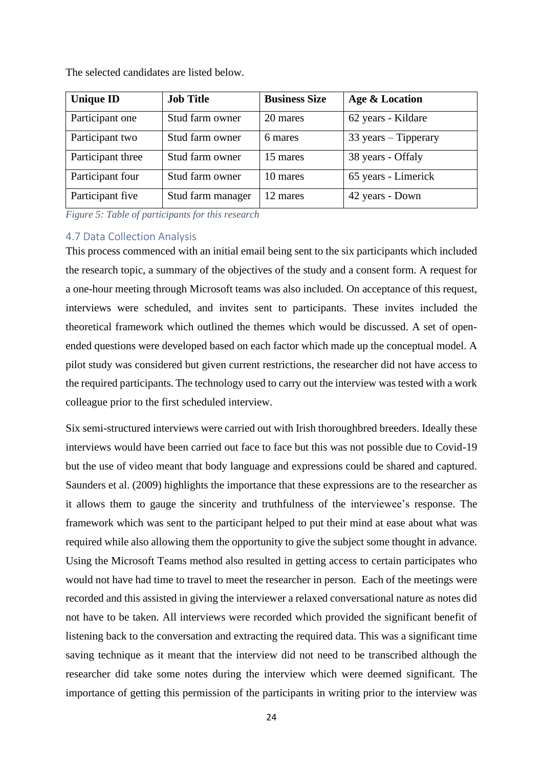The selected candidates are listed below.

| Unique ID | Job Title | Business Size | Age & Location |
|---|---|---|---|
| Participant one | Stud farm owner | 20 mares | 62 years - Kildare |
| Participant two | Stud farm owner | 6 mares | 33 years – Tipperary |
| Participant three | Stud farm owner | 15 mares | 38 years - Offaly |
| Participant four | Stud farm owner | 10 mares | 65 years - Limerick |
| Participant five | Stud farm manager | 12 mares | 42 years - Down |

*Figure 5: Table of participants for this research*

### 4.7 Data Collection Analysis

This process commenced with an initial email being sent to the six participants which included the research topic, a summary of the objectives of the study and a consent form. A request for a one-hour meeting through Microsoft teams was also included. On acceptance of this request, interviews were scheduled, and invites sent to participants. These invites included the theoretical framework which outlined the themes which would be discussed. A set of open-ended questions were developed based on each factor which made up the conceptual model. A pilot study was considered but given current restrictions, the researcher did not have access to the required participants. The technology used to carry out the interview was tested with a work colleague prior to the first scheduled interview.

Six semi-structured interviews were carried out with Irish thoroughbred breeders. Ideally these interviews would have been carried out face to face but this was not possible due to Covid-19 but the use of video meant that body language and expressions could be shared and captured. Saunders et al. (2009) highlights the importance that these expressions are to the researcher as it allows them to gauge the sincerity and truthfulness of the interviewee's response. The framework which was sent to the participant helped to put their mind at ease about what was required while also allowing them the opportunity to give the subject some thought in advance. Using the Microsoft Teams method also resulted in getting access to certain participates who would not have had time to travel to meet the researcher in person. Each of the meetings were recorded and this assisted in giving the interviewer a relaxed conversational nature as notes did not have to be taken. All interviews were recorded which provided the significant benefit of listening back to the conversation and extracting the required data. This was a significant time saving technique as it meant that the interview did not need to be transcribed although the researcher did take some notes during the interview which were deemed significant. The importance of getting this permission of the participants in writing prior to the interview was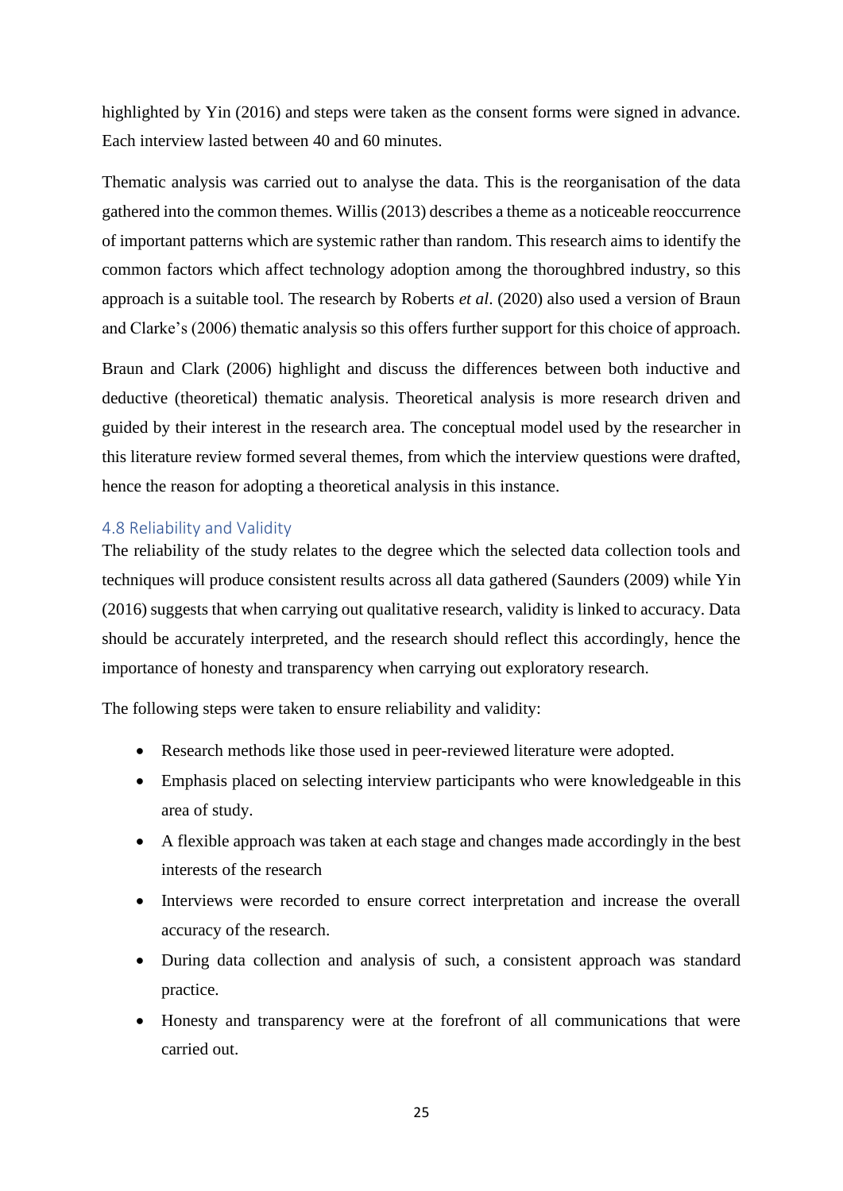highlighted by Yin (2016) and steps were taken as the consent forms were signed in advance. Each interview lasted between 40 and 60 minutes.

Thematic analysis was carried out to analyse the data. This is the reorganisation of the data gathered into the common themes. Willis (2013) describes a theme as a noticeable reoccurrence of important patterns which are systemic rather than random. This research aims to identify the common factors which affect technology adoption among the thoroughbred industry, so this approach is a suitable tool. The research by Roberts *et al*. (2020) also used a version of Braun and Clarke's (2006) thematic analysis so this offers further support for this choice of approach.

Braun and Clark (2006) highlight and discuss the differences between both inductive and deductive (theoretical) thematic analysis. Theoretical analysis is more research driven and guided by their interest in the research area. The conceptual model used by the researcher in this literature review formed several themes, from which the interview questions were drafted, hence the reason for adopting a theoretical analysis in this instance.

### 4.8 Reliability and Validity

The reliability of the study relates to the degree which the selected data collection tools and techniques will produce consistent results across all data gathered (Saunders (2009) while Yin (2016) suggests that when carrying out qualitative research, validity is linked to accuracy. Data should be accurately interpreted, and the research should reflect this accordingly, hence the importance of honesty and transparency when carrying out exploratory research.

The following steps were taken to ensure reliability and validity:

- Research methods like those used in peer-reviewed literature were adopted.
- Emphasis placed on selecting interview participants who were knowledgeable in this area of study.
- A flexible approach was taken at each stage and changes made accordingly in the best interests of the research
- Interviews were recorded to ensure correct interpretation and increase the overall accuracy of the research.
- During data collection and analysis of such, a consistent approach was standard practice.
- Honesty and transparency were at the forefront of all communications that were carried out.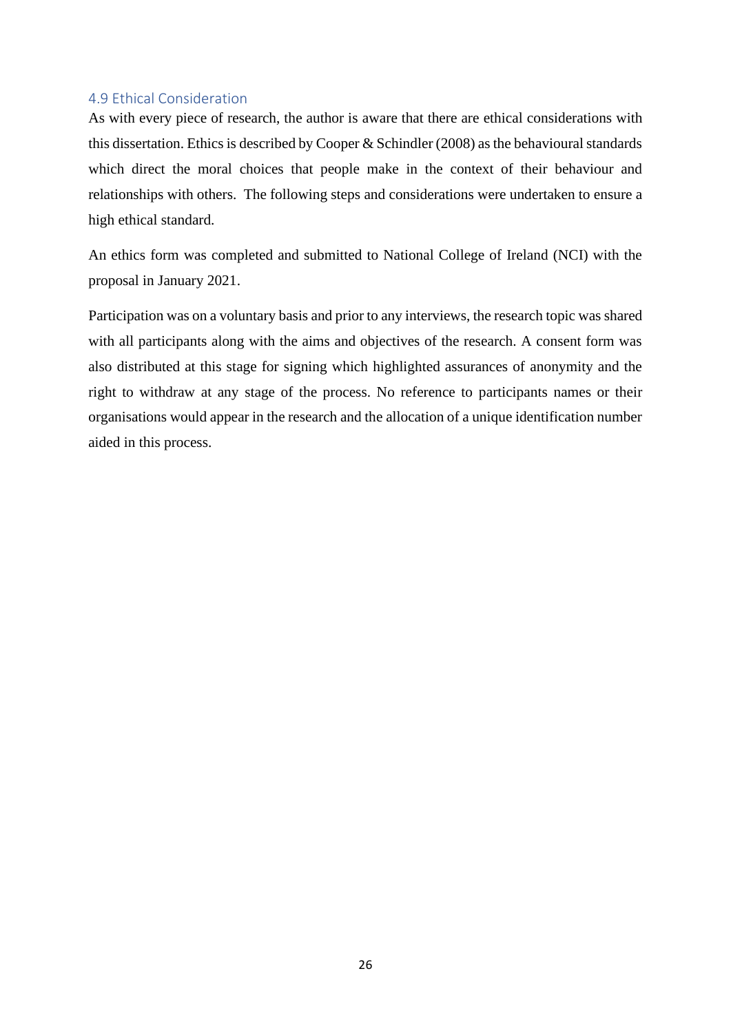## 4.9 Ethical Consideration

As with every piece of research, the author is aware that there are ethical considerations with this dissertation. Ethics is described by Cooper & Schindler (2008) as the behavioural standards which direct the moral choices that people make in the context of their behaviour and relationships with others. The following steps and considerations were undertaken to ensure a high ethical standard.

An ethics form was completed and submitted to National College of Ireland (NCI) with the proposal in January 2021.

Participation was on a voluntary basis and prior to any interviews, the research topic was shared with all participants along with the aims and objectives of the research. A consent form was also distributed at this stage for signing which highlighted assurances of anonymity and the right to withdraw at any stage of the process. No reference to participants names or their organisations would appear in the research and the allocation of a unique identification number aided in this process.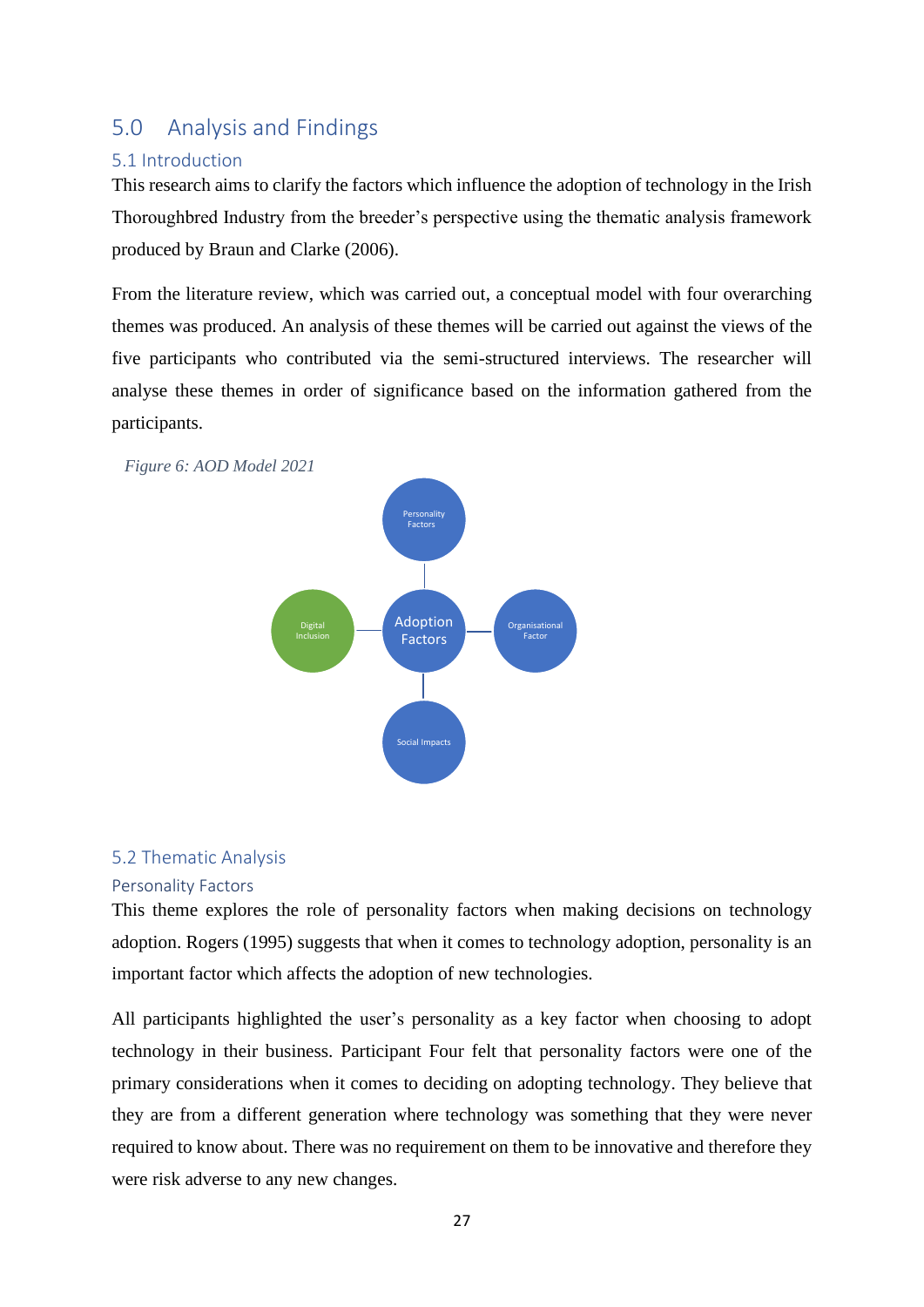# 5.0 Analysis and Findings

## 5.1 Introduction

This research aims to clarify the factors which influence the adoption of technology in the Irish Thoroughbred Industry from the breeder's perspective using the thematic analysis framework produced by Braun and Clarke (2006).

From the literature review, which was carried out, a conceptual model with four overarching themes was produced. An analysis of these themes will be carried out against the views of the five participants who contributed via the semi-structured interviews. The researcher will analyse these themes in order of significance based on the information gathered from the participants.

*Figure 6: AOD Model 2021*

Personality Factors

Digital Inclusion — Adoption Factors — Organisational Factor

Social Impacts

## 5.2 Thematic Analysis

### Personality Factors

This theme explores the role of personality factors when making decisions on technology adoption. Rogers (1995) suggests that when it comes to technology adoption, personality is an important factor which affects the adoption of new technologies.

All participants highlighted the user's personality as a key factor when choosing to adopt technology in their business. Participant Four felt that personality factors were one of the primary considerations when it comes to deciding on adopting technology. They believe that they are from a different generation where technology was something that they were never required to know about. There was no requirement on them to be innovative and therefore they were risk adverse to any new changes.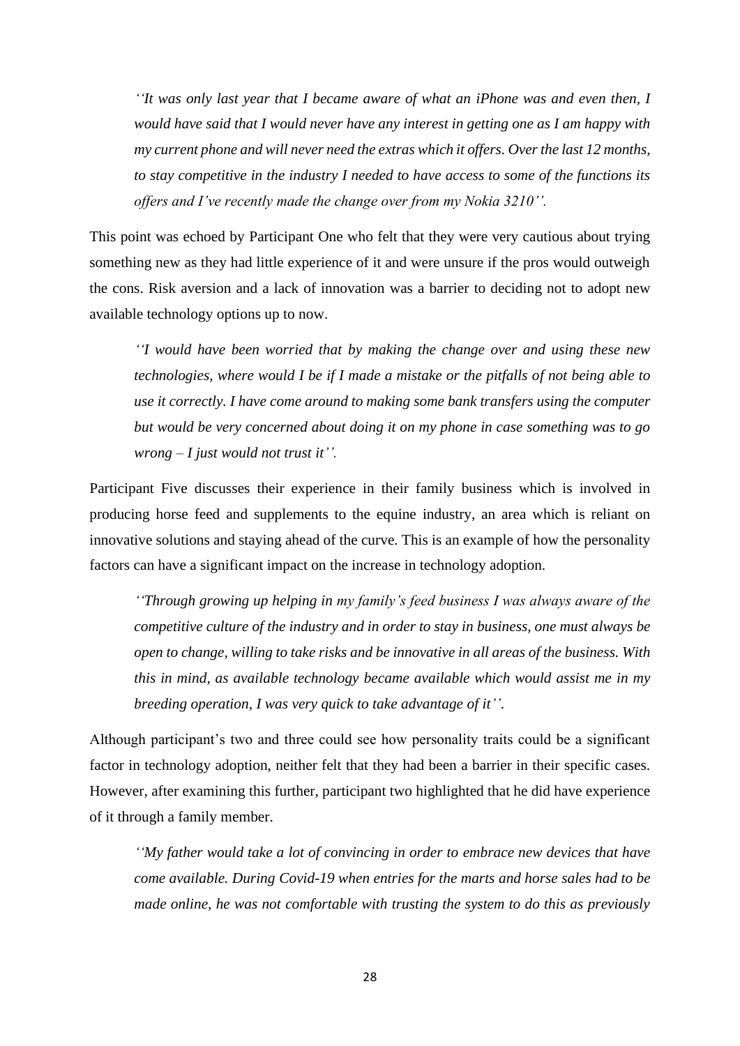*''It was only last year that I became aware of what an iPhone was and even then, I would have said that I would never have any interest in getting one as I am happy with my current phone and will never need the extras which it offers. Over the last 12 months, to stay competitive in the industry I needed to have access to some of the functions its offers and I've recently made the change over from my Nokia 3210''.*

This point was echoed by Participant One who felt that they were very cautious about trying something new as they had little experience of it and were unsure if the pros would outweigh the cons. Risk aversion and a lack of innovation was a barrier to deciding not to adopt new available technology options up to now.

*''I would have been worried that by making the change over and using these new technologies, where would I be if I made a mistake or the pitfalls of not being able to use it correctly. I have come around to making some bank transfers using the computer but would be very concerned about doing it on my phone in case something was to go wrong – I just would not trust it''.*

Participant Five discusses their experience in their family business which is involved in producing horse feed and supplements to the equine industry, an area which is reliant on innovative solutions and staying ahead of the curve. This is an example of how the personality factors can have a significant impact on the increase in technology adoption.

*''Through growing up helping in my family's feed business I was always aware of the competitive culture of the industry and in order to stay in business, one must always be open to change, willing to take risks and be innovative in all areas of the business. With this in mind, as available technology became available which would assist me in my breeding operation, I was very quick to take advantage of it''.*

Although participant's two and three could see how personality traits could be a significant factor in technology adoption, neither felt that they had been a barrier in their specific cases. However, after examining this further, participant two highlighted that he did have experience of it through a family member.

*''My father would take a lot of convincing in order to embrace new devices that have come available. During Covid-19 when entries for the marts and horse sales had to be made online, he was not comfortable with trusting the system to do this as previously*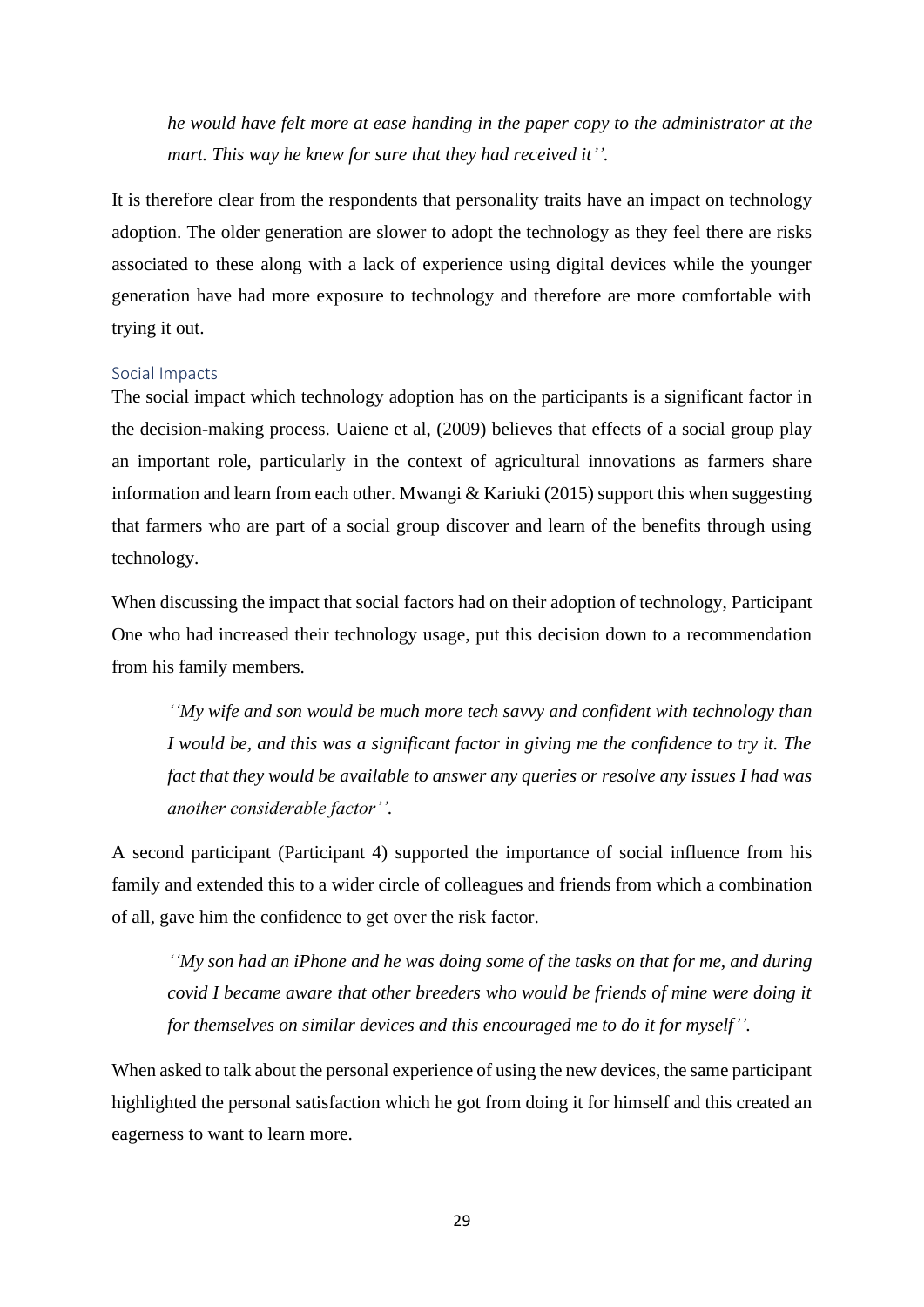*he would have felt more at ease handing in the paper copy to the administrator at the mart. This way he knew for sure that they had received it''.*

It is therefore clear from the respondents that personality traits have an impact on technology adoption. The older generation are slower to adopt the technology as they feel there are risks associated to these along with a lack of experience using digital devices while the younger generation have had more exposure to technology and therefore are more comfortable with trying it out.

### Social Impacts

The social impact which technology adoption has on the participants is a significant factor in the decision-making process. Uaiene et al, (2009) believes that effects of a social group play an important role, particularly in the context of agricultural innovations as farmers share information and learn from each other. Mwangi & Kariuki (2015) support this when suggesting that farmers who are part of a social group discover and learn of the benefits through using technology.

When discussing the impact that social factors had on their adoption of technology, Participant One who had increased their technology usage, put this decision down to a recommendation from his family members.

> *''My wife and son would be much more tech savvy and confident with technology than I would be, and this was a significant factor in giving me the confidence to try it. The fact that they would be available to answer any queries or resolve any issues I had was another considerable factor''.*

A second participant (Participant 4) supported the importance of social influence from his family and extended this to a wider circle of colleagues and friends from which a combination of all, gave him the confidence to get over the risk factor.

> *''My son had an iPhone and he was doing some of the tasks on that for me, and during covid I became aware that other breeders who would be friends of mine were doing it for themselves on similar devices and this encouraged me to do it for myself''.*

When asked to talk about the personal experience of using the new devices, the same participant highlighted the personal satisfaction which he got from doing it for himself and this created an eagerness to want to learn more.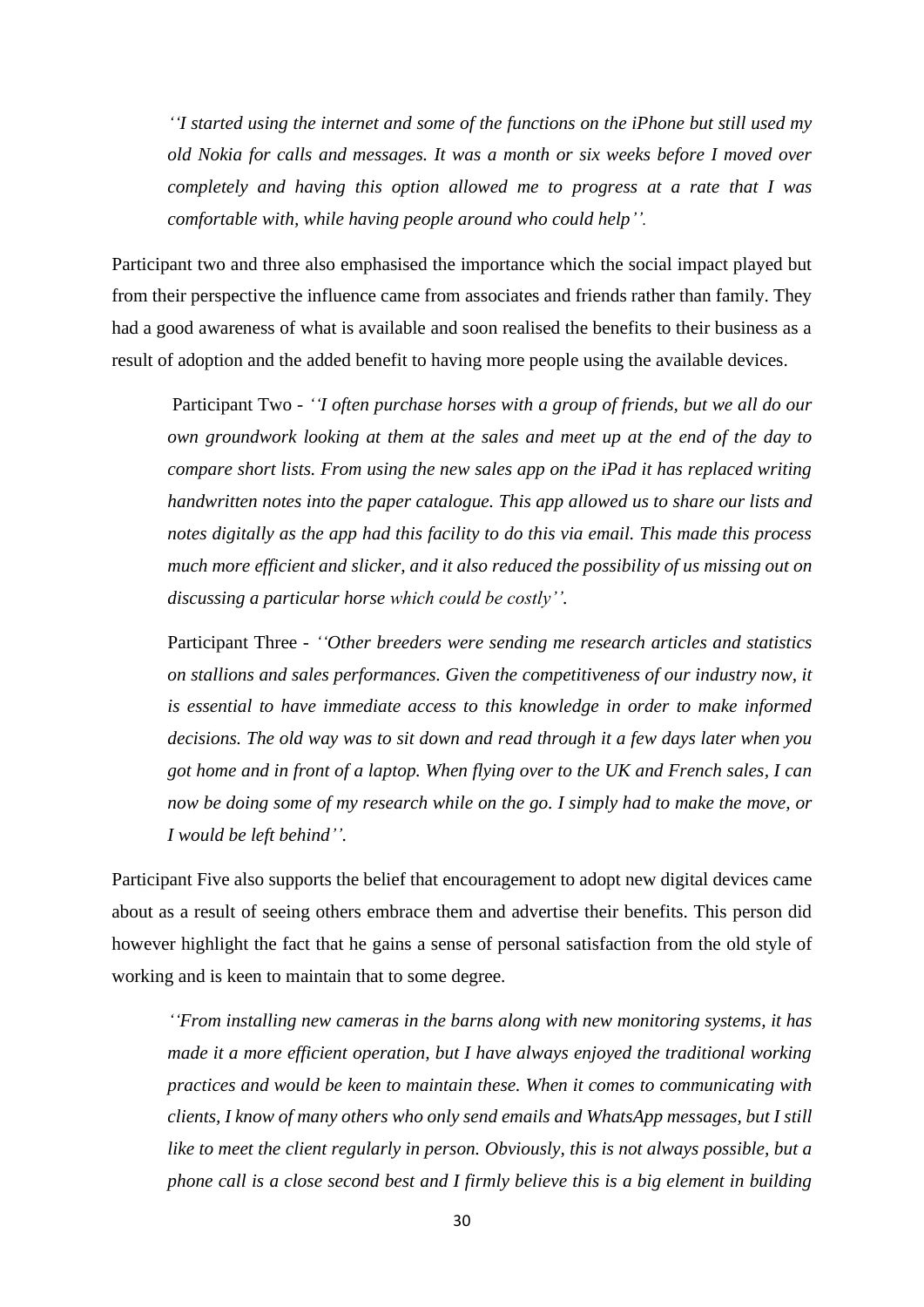*''I started using the internet and some of the functions on the iPhone but still used my old Nokia for calls and messages. It was a month or six weeks before I moved over completely and having this option allowed me to progress at a rate that I was comfortable with, while having people around who could help''.*

Participant two and three also emphasised the importance which the social impact played but from their perspective the influence came from associates and friends rather than family. They had a good awareness of what is available and soon realised the benefits to their business as a result of adoption and the added benefit to having more people using the available devices.

> Participant Two - *''I often purchase horses with a group of friends, but we all do our own groundwork looking at them at the sales and meet up at the end of the day to compare short lists. From using the new sales app on the iPad it has replaced writing handwritten notes into the paper catalogue. This app allowed us to share our lists and notes digitally as the app had this facility to do this via email. This made this process much more efficient and slicker, and it also reduced the possibility of us missing out on discussing a particular horse which could be costly''.*

> Participant Three - *''Other breeders were sending me research articles and statistics on stallions and sales performances. Given the competitiveness of our industry now, it is essential to have immediate access to this knowledge in order to make informed decisions. The old way was to sit down and read through it a few days later when you got home and in front of a laptop. When flying over to the UK and French sales, I can now be doing some of my research while on the go. I simply had to make the move, or I would be left behind''.*

Participant Five also supports the belief that encouragement to adopt new digital devices came about as a result of seeing others embrace them and advertise their benefits. This person did however highlight the fact that he gains a sense of personal satisfaction from the old style of working and is keen to maintain that to some degree.

> *''From installing new cameras in the barns along with new monitoring systems, it has made it a more efficient operation, but I have always enjoyed the traditional working practices and would be keen to maintain these. When it comes to communicating with clients, I know of many others who only send emails and WhatsApp messages, but I still like to meet the client regularly in person. Obviously, this is not always possible, but a phone call is a close second best and I firmly believe this is a big element in building*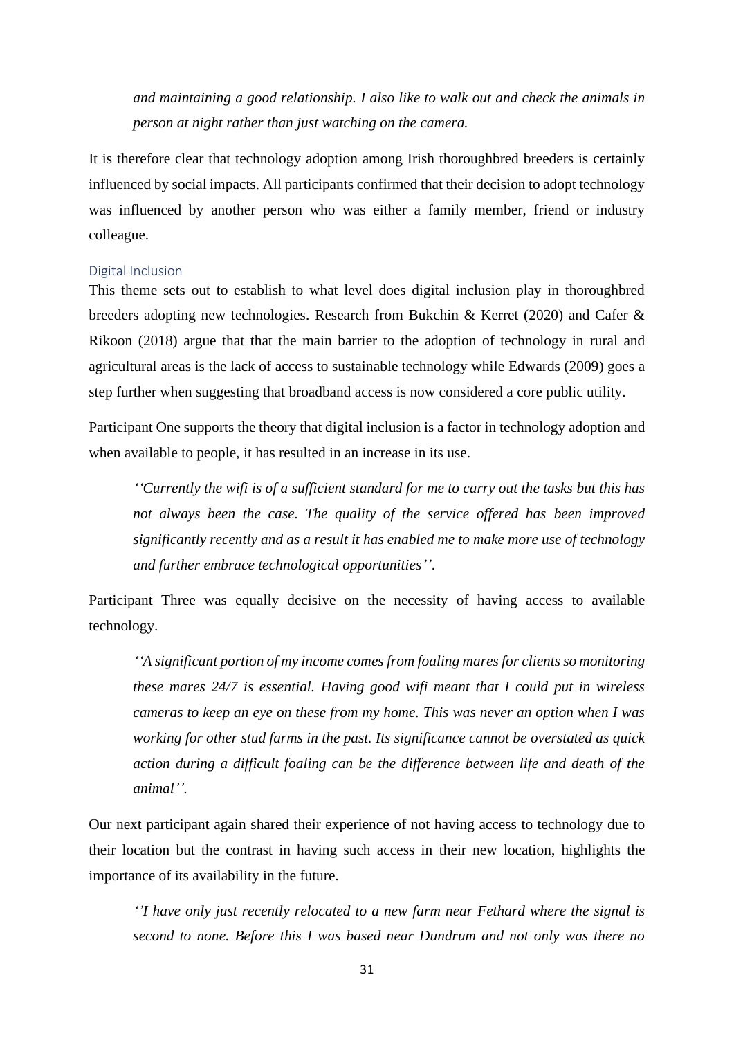*and maintaining a good relationship. I also like to walk out and check the animals in person at night rather than just watching on the camera.*

It is therefore clear that technology adoption among Irish thoroughbred breeders is certainly influenced by social impacts. All participants confirmed that their decision to adopt technology was influenced by another person who was either a family member, friend or industry colleague.

### Digital Inclusion

This theme sets out to establish to what level does digital inclusion play in thoroughbred breeders adopting new technologies. Research from Bukchin & Kerret (2020) and Cafer & Rikoon (2018) argue that that the main barrier to the adoption of technology in rural and agricultural areas is the lack of access to sustainable technology while Edwards (2009) goes a step further when suggesting that broadband access is now considered a core public utility.

Participant One supports the theory that digital inclusion is a factor in technology adoption and when available to people, it has resulted in an increase in its use.

> *''Currently the wifi is of a sufficient standard for me to carry out the tasks but this has not always been the case. The quality of the service offered has been improved significantly recently and as a result it has enabled me to make more use of technology and further embrace technological opportunities''.*

Participant Three was equally decisive on the necessity of having access to available technology.

> *''A significant portion of my income comes from foaling mares for clients so monitoring these mares 24/7 is essential. Having good wifi meant that I could put in wireless cameras to keep an eye on these from my home. This was never an option when I was working for other stud farms in the past. Its significance cannot be overstated as quick action during a difficult foaling can be the difference between life and death of the animal''.*

Our next participant again shared their experience of not having access to technology due to their location but the contrast in having such access in their new location, highlights the importance of its availability in the future.

> *''I have only just recently relocated to a new farm near Fethard where the signal is second to none. Before this I was based near Dundrum and not only was there no*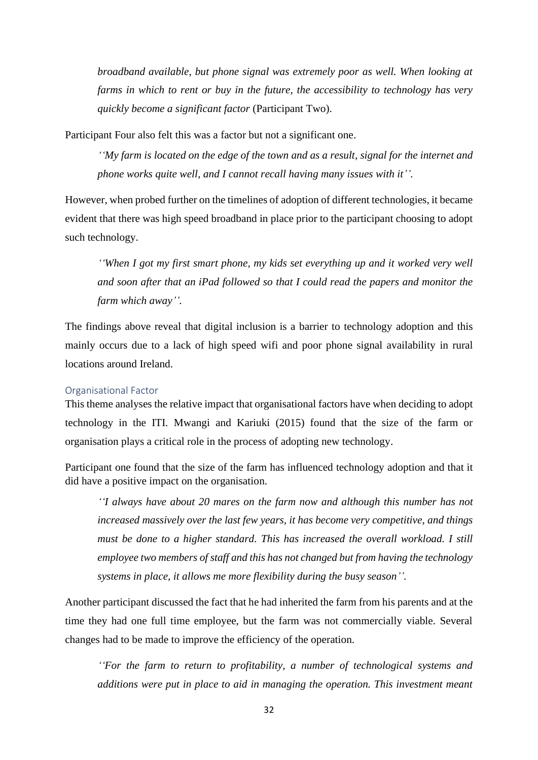*broadband available, but phone signal was extremely poor as well. When looking at farms in which to rent or buy in the future, the accessibility to technology has very quickly become a significant factor* (Participant Two).

Participant Four also felt this was a factor but not a significant one.

> *''My farm is located on the edge of the town and as a result, signal for the internet and phone works quite well, and I cannot recall having many issues with it''.*

However, when probed further on the timelines of adoption of different technologies, it became evident that there was high speed broadband in place prior to the participant choosing to adopt such technology.

> *''When I got my first smart phone, my kids set everything up and it worked very well and soon after that an iPad followed so that I could read the papers and monitor the farm which away''.*

The findings above reveal that digital inclusion is a barrier to technology adoption and this mainly occurs due to a lack of high speed wifi and poor phone signal availability in rural locations around Ireland.

### Organisational Factor

This theme analyses the relative impact that organisational factors have when deciding to adopt technology in the ITI. Mwangi and Kariuki (2015) found that the size of the farm or organisation plays a critical role in the process of adopting new technology.

Participant one found that the size of the farm has influenced technology adoption and that it did have a positive impact on the organisation.

> *''I always have about 20 mares on the farm now and although this number has not increased massively over the last few years, it has become very competitive, and things must be done to a higher standard. This has increased the overall workload. I still employee two members of staff and this has not changed but from having the technology systems in place, it allows me more flexibility during the busy season''.*

Another participant discussed the fact that he had inherited the farm from his parents and at the time they had one full time employee, but the farm was not commercially viable. Several changes had to be made to improve the efficiency of the operation.

> *''For the farm to return to profitability, a number of technological systems and additions were put in place to aid in managing the operation. This investment meant*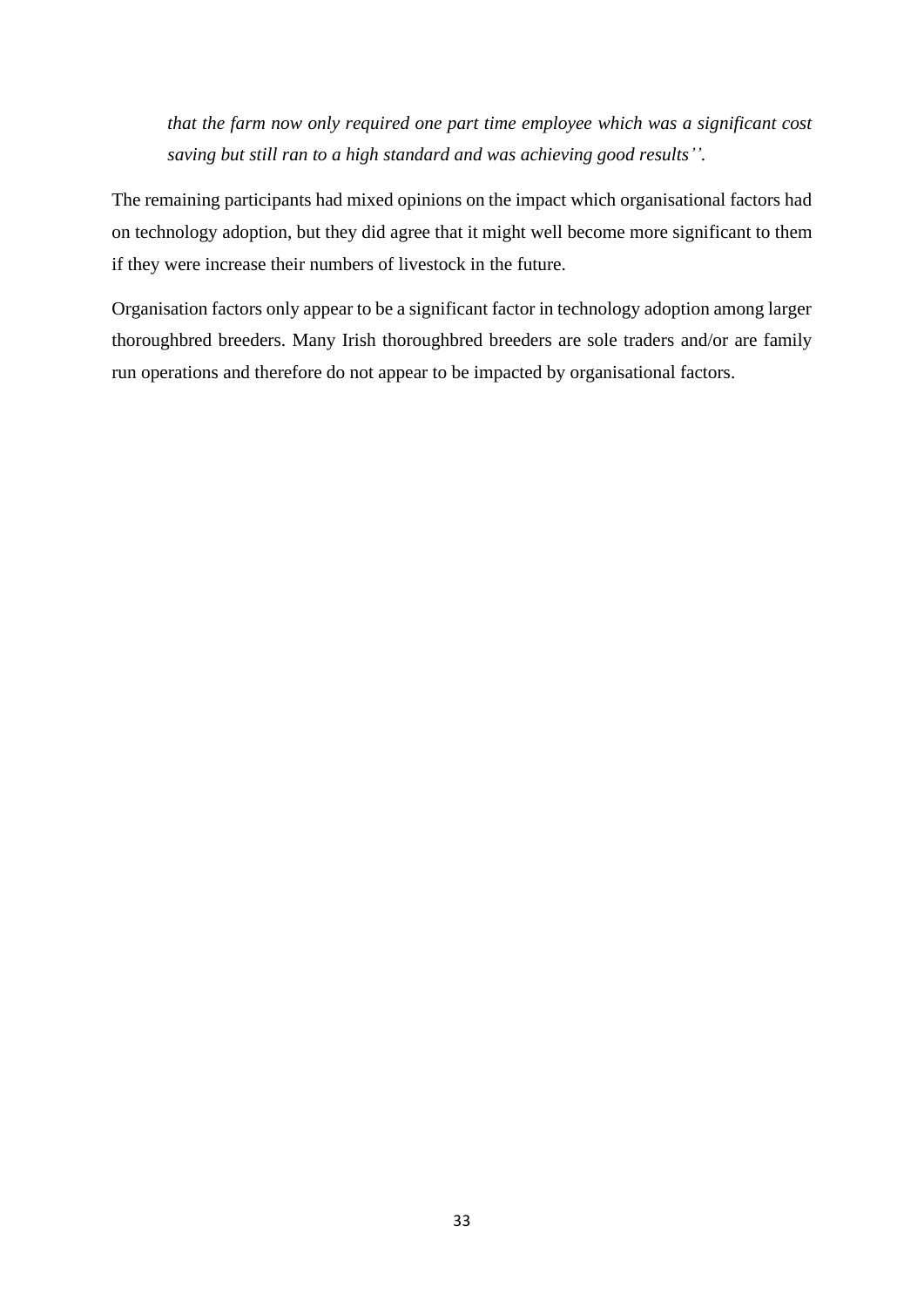*that the farm now only required one part time employee which was a significant cost saving but still ran to a high standard and was achieving good results''.*

The remaining participants had mixed opinions on the impact which organisational factors had on technology adoption, but they did agree that it might well become more significant to them if they were increase their numbers of livestock in the future.

Organisation factors only appear to be a significant factor in technology adoption among larger thoroughbred breeders. Many Irish thoroughbred breeders are sole traders and/or are family run operations and therefore do not appear to be impacted by organisational factors.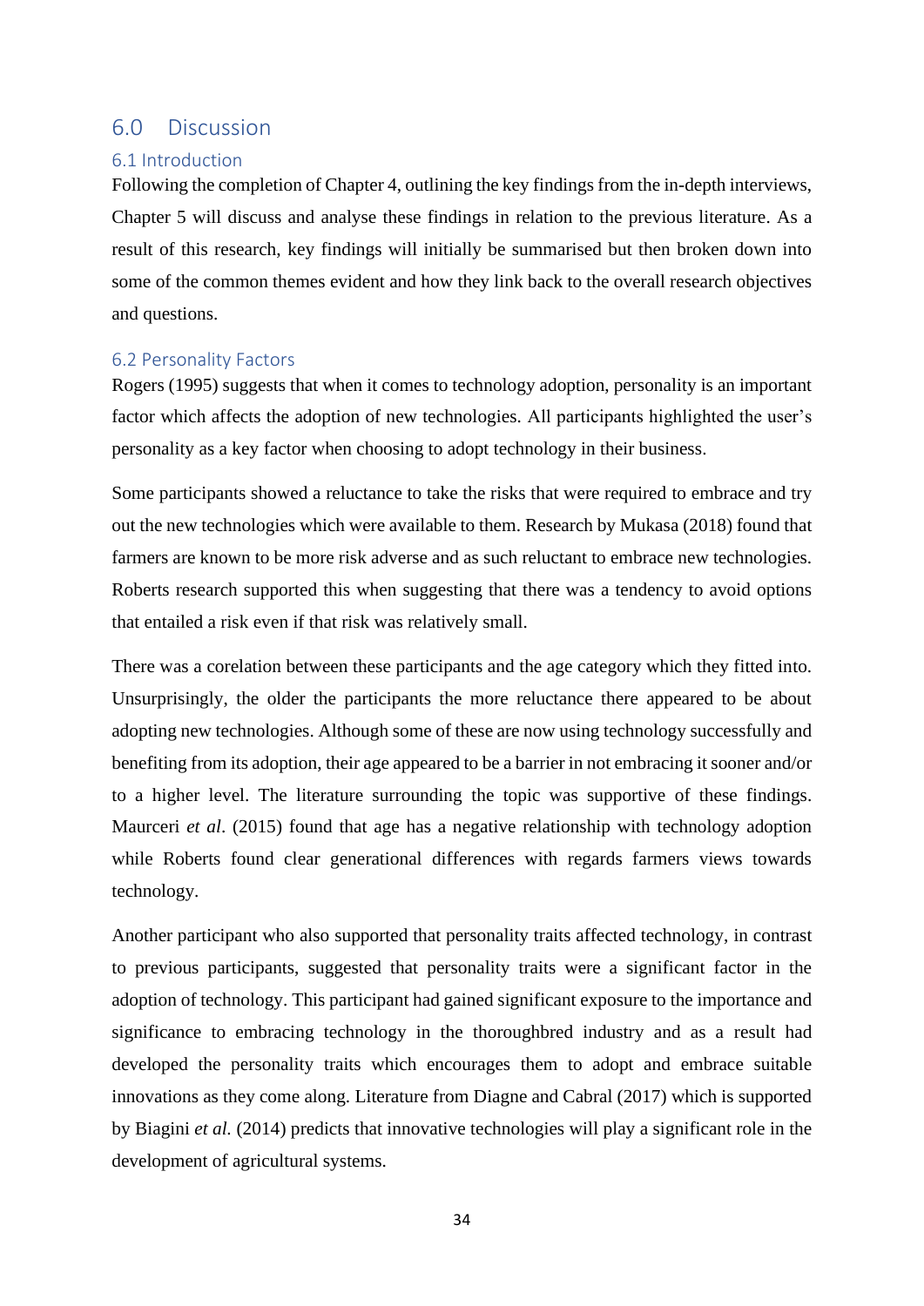# 6.0 Discussion

## 6.1 Introduction

Following the completion of Chapter 4, outlining the key findings from the in-depth interviews, Chapter 5 will discuss and analyse these findings in relation to the previous literature. As a result of this research, key findings will initially be summarised but then broken down into some of the common themes evident and how they link back to the overall research objectives and questions.

## 6.2 Personality Factors

Rogers (1995) suggests that when it comes to technology adoption, personality is an important factor which affects the adoption of new technologies. All participants highlighted the user's personality as a key factor when choosing to adopt technology in their business.

Some participants showed a reluctance to take the risks that were required to embrace and try out the new technologies which were available to them. Research by Mukasa (2018) found that farmers are known to be more risk adverse and as such reluctant to embrace new technologies. Roberts research supported this when suggesting that there was a tendency to avoid options that entailed a risk even if that risk was relatively small.

There was a corelation between these participants and the age category which they fitted into. Unsurprisingly, the older the participants the more reluctance there appeared to be about adopting new technologies. Although some of these are now using technology successfully and benefiting from its adoption, their age appeared to be a barrier in not embracing it sooner and/or to a higher level. The literature surrounding the topic was supportive of these findings. Maurceri *et al*. (2015) found that age has a negative relationship with technology adoption while Roberts found clear generational differences with regards farmers views towards technology.

Another participant who also supported that personality traits affected technology, in contrast to previous participants, suggested that personality traits were a significant factor in the adoption of technology. This participant had gained significant exposure to the importance and significance to embracing technology in the thoroughbred industry and as a result had developed the personality traits which encourages them to adopt and embrace suitable innovations as they come along. Literature from Diagne and Cabral (2017) which is supported by Biagini *et al.* (2014) predicts that innovative technologies will play a significant role in the development of agricultural systems.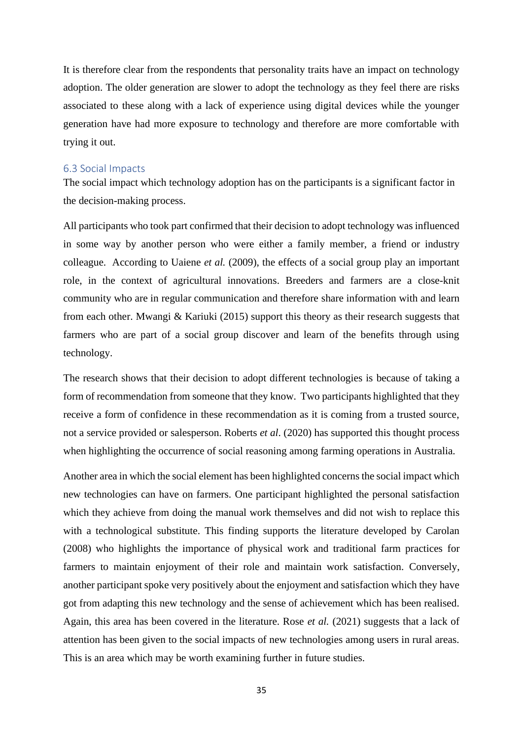It is therefore clear from the respondents that personality traits have an impact on technology adoption. The older generation are slower to adopt the technology as they feel there are risks associated to these along with a lack of experience using digital devices while the younger generation have had more exposure to technology and therefore are more comfortable with trying it out.

### 6.3 Social Impacts

The social impact which technology adoption has on the participants is a significant factor in the decision-making process.

All participants who took part confirmed that their decision to adopt technology was influenced in some way by another person who were either a family member, a friend or industry colleague. According to Uaiene *et al.* (2009), the effects of a social group play an important role, in the context of agricultural innovations. Breeders and farmers are a close-knit community who are in regular communication and therefore share information with and learn from each other. Mwangi & Kariuki (2015) support this theory as their research suggests that farmers who are part of a social group discover and learn of the benefits through using technology.

The research shows that their decision to adopt different technologies is because of taking a form of recommendation from someone that they know. Two participants highlighted that they receive a form of confidence in these recommendation as it is coming from a trusted source, not a service provided or salesperson. Roberts *et al*. (2020) has supported this thought process when highlighting the occurrence of social reasoning among farming operations in Australia.

Another area in which the social element has been highlighted concerns the social impact which new technologies can have on farmers. One participant highlighted the personal satisfaction which they achieve from doing the manual work themselves and did not wish to replace this with a technological substitute. This finding supports the literature developed by Carolan (2008) who highlights the importance of physical work and traditional farm practices for farmers to maintain enjoyment of their role and maintain work satisfaction. Conversely, another participant spoke very positively about the enjoyment and satisfaction which they have got from adapting this new technology and the sense of achievement which has been realised. Again, this area has been covered in the literature. Rose *et al.* (2021) suggests that a lack of attention has been given to the social impacts of new technologies among users in rural areas. This is an area which may be worth examining further in future studies.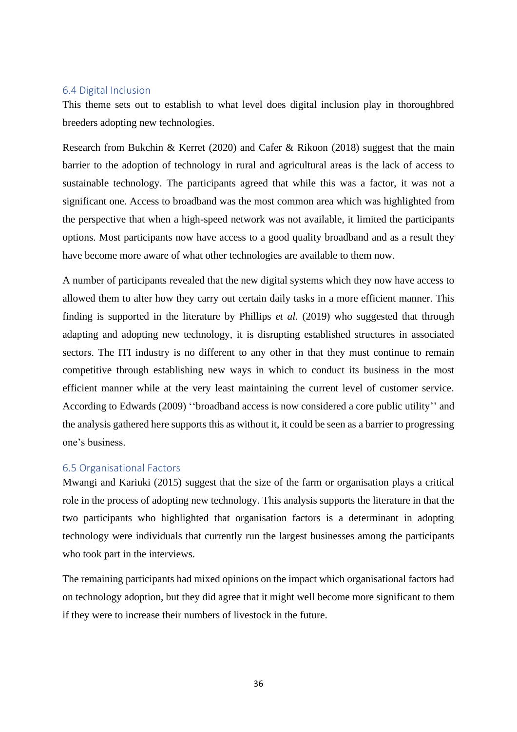## 6.4 Digital Inclusion

This theme sets out to establish to what level does digital inclusion play in thoroughbred breeders adopting new technologies.

Research from Bukchin & Kerret (2020) and Cafer & Rikoon (2018) suggest that the main barrier to the adoption of technology in rural and agricultural areas is the lack of access to sustainable technology. The participants agreed that while this was a factor, it was not a significant one. Access to broadband was the most common area which was highlighted from the perspective that when a high-speed network was not available, it limited the participants options. Most participants now have access to a good quality broadband and as a result they have become more aware of what other technologies are available to them now.

A number of participants revealed that the new digital systems which they now have access to allowed them to alter how they carry out certain daily tasks in a more efficient manner. This finding is supported in the literature by Phillips *et al.* (2019) who suggested that through adapting and adopting new technology, it is disrupting established structures in associated sectors. The ITI industry is no different to any other in that they must continue to remain competitive through establishing new ways in which to conduct its business in the most efficient manner while at the very least maintaining the current level of customer service. According to Edwards (2009) ''broadband access is now considered a core public utility'' and the analysis gathered here supports this as without it, it could be seen as a barrier to progressing one's business.

## 6.5 Organisational Factors

Mwangi and Kariuki (2015) suggest that the size of the farm or organisation plays a critical role in the process of adopting new technology. This analysis supports the literature in that the two participants who highlighted that organisation factors is a determinant in adopting technology were individuals that currently run the largest businesses among the participants who took part in the interviews.

The remaining participants had mixed opinions on the impact which organisational factors had on technology adoption, but they did agree that it might well become more significant to them if they were to increase their numbers of livestock in the future.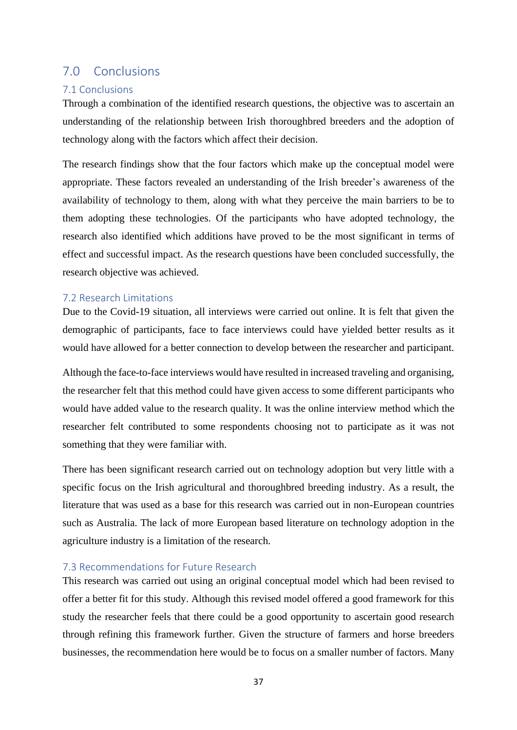# 7.0 Conclusions

## 7.1 Conclusions

Through a combination of the identified research questions, the objective was to ascertain an understanding of the relationship between Irish thoroughbred breeders and the adoption of technology along with the factors which affect their decision.

The research findings show that the four factors which make up the conceptual model were appropriate. These factors revealed an understanding of the Irish breeder's awareness of the availability of technology to them, along with what they perceive the main barriers to be to them adopting these technologies. Of the participants who have adopted technology, the research also identified which additions have proved to be the most significant in terms of effect and successful impact. As the research questions have been concluded successfully, the research objective was achieved.

## 7.2 Research Limitations

Due to the Covid-19 situation, all interviews were carried out online. It is felt that given the demographic of participants, face to face interviews could have yielded better results as it would have allowed for a better connection to develop between the researcher and participant.

Although the face-to-face interviews would have resulted in increased traveling and organising, the researcher felt that this method could have given access to some different participants who would have added value to the research quality. It was the online interview method which the researcher felt contributed to some respondents choosing not to participate as it was not something that they were familiar with.

There has been significant research carried out on technology adoption but very little with a specific focus on the Irish agricultural and thoroughbred breeding industry. As a result, the literature that was used as a base for this research was carried out in non-European countries such as Australia. The lack of more European based literature on technology adoption in the agriculture industry is a limitation of the research.

## 7.3 Recommendations for Future Research

This research was carried out using an original conceptual model which had been revised to offer a better fit for this study. Although this revised model offered a good framework for this study the researcher feels that there could be a good opportunity to ascertain good research through refining this framework further. Given the structure of farmers and horse breeders businesses, the recommendation here would be to focus on a smaller number of factors. Many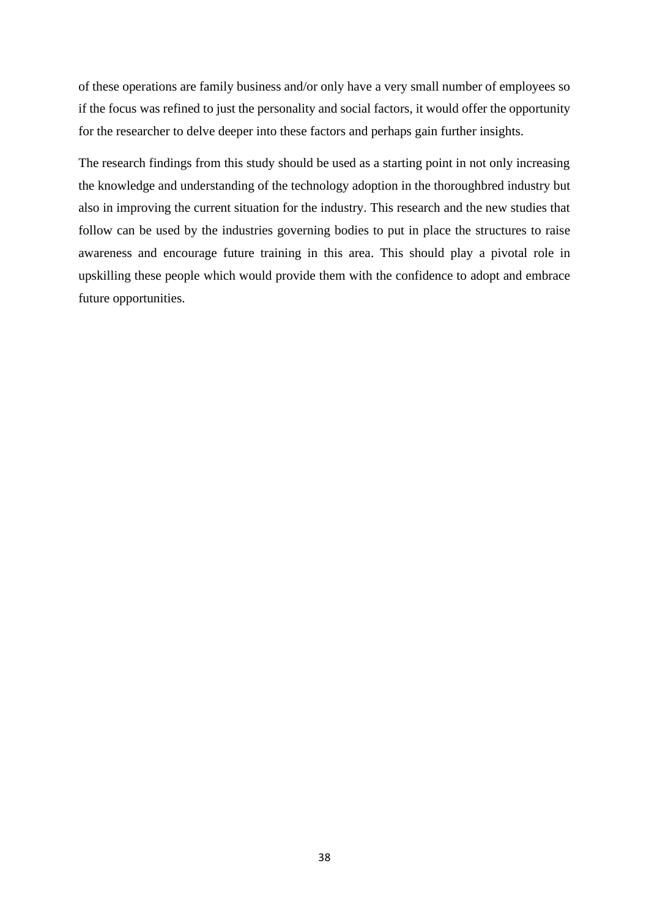of these operations are family business and/or only have a very small number of employees so if the focus was refined to just the personality and social factors, it would offer the opportunity for the researcher to delve deeper into these factors and perhaps gain further insights.

The research findings from this study should be used as a starting point in not only increasing the knowledge and understanding of the technology adoption in the thoroughbred industry but also in improving the current situation for the industry. This research and the new studies that follow can be used by the industries governing bodies to put in place the structures to raise awareness and encourage future training in this area. This should play a pivotal role in upskilling these people which would provide them with the confidence to adopt and embrace future opportunities.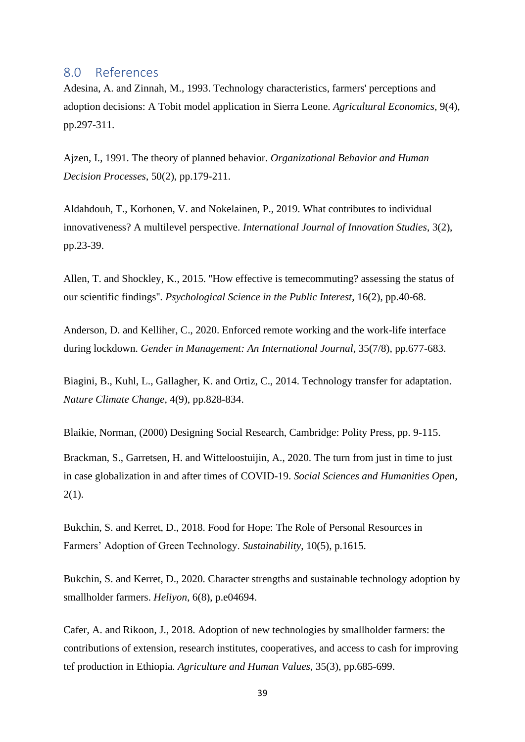## 8.0 References

Adesina, A. and Zinnah, M., 1993. Technology characteristics, farmers' perceptions and adoption decisions: A Tobit model application in Sierra Leone. *Agricultural Economics*, 9(4), pp.297-311.

Ajzen, I., 1991. The theory of planned behavior. *Organizational Behavior and Human Decision Processes*, 50(2), pp.179-211.

Aldahdouh, T., Korhonen, V. and Nokelainen, P., 2019. What contributes to individual innovativeness? A multilevel perspective. *International Journal of Innovation Studies*, 3(2), pp.23-39.

Allen, T. and Shockley, K., 2015. "How effective is temecommuting? assessing the status of our scientific findings". *Psychological Science in the Public Interest*, 16(2), pp.40-68.

Anderson, D. and Kelliher, C., 2020. Enforced remote working and the work-life interface during lockdown. *Gender in Management: An International Journal*, 35(7/8), pp.677-683.

Biagini, B., Kuhl, L., Gallagher, K. and Ortiz, C., 2014. Technology transfer for adaptation. *Nature Climate Change*, 4(9), pp.828-834.

Blaikie, Norman, (2000) Designing Social Research, Cambridge: Polity Press, pp. 9-115.

Brackman, S., Garretsen, H. and Witteloostuijin, A., 2020. The turn from just in time to just in case globalization in and after times of COVID-19. *Social Sciences and Humanities Open*, 2(1).

Bukchin, S. and Kerret, D., 2018. Food for Hope: The Role of Personal Resources in Farmers' Adoption of Green Technology. *Sustainability*, 10(5), p.1615.

Bukchin, S. and Kerret, D., 2020. Character strengths and sustainable technology adoption by smallholder farmers. *Heliyon*, 6(8), p.e04694.

Cafer, A. and Rikoon, J., 2018. Adoption of new technologies by smallholder farmers: the contributions of extension, research institutes, cooperatives, and access to cash for improving tef production in Ethiopia. *Agriculture and Human Values*, 35(3), pp.685-699.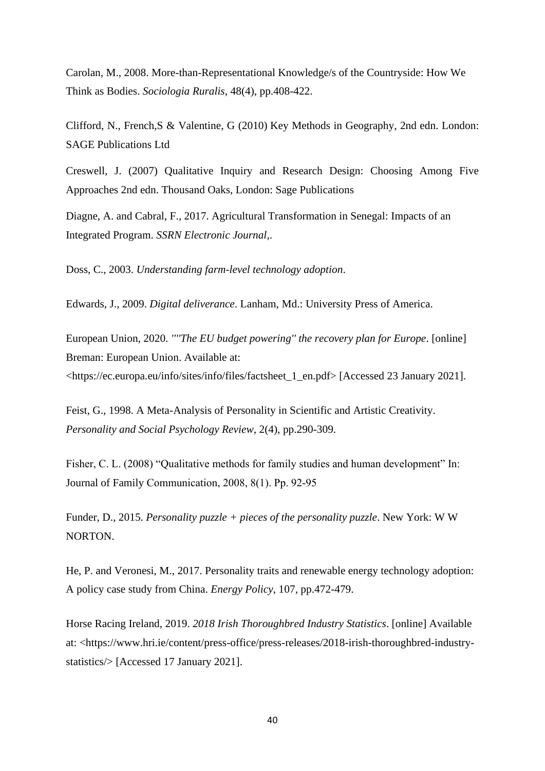Carolan, M., 2008. More-than-Representational Knowledge/s of the Countryside: How We Think as Bodies. *Sociologia Ruralis*, 48(4), pp.408-422.

Clifford, N., French,S & Valentine, G (2010) Key Methods in Geography, 2nd edn. London: SAGE Publications Ltd

Creswell, J. (2007) Qualitative Inquiry and Research Design: Choosing Among Five Approaches 2nd edn. Thousand Oaks, London: Sage Publications

Diagne, A. and Cabral, F., 2017. Agricultural Transformation in Senegal: Impacts of an Integrated Program. *SSRN Electronic Journal*,.

Doss, C., 2003. *Understanding farm-level technology adoption*.

Edwards, J., 2009. *Digital deliverance*. Lanham, Md.: University Press of America.

European Union, 2020. *""The EU budget powering" the recovery plan for Europe*. [online] Breman: European Union. Available at: <https://ec.europa.eu/info/sites/info/files/factsheet_1_en.pdf> [Accessed 23 January 2021].

Feist, G., 1998. A Meta-Analysis of Personality in Scientific and Artistic Creativity. *Personality and Social Psychology Review*, 2(4), pp.290-309.

Fisher, C. L. (2008) "Qualitative methods for family studies and human development" In: Journal of Family Communication, 2008, 8(1). Pp. 92-95

Funder, D., 2015. *Personality puzzle + pieces of the personality puzzle*. New York: W W NORTON.

He, P. and Veronesi, M., 2017. Personality traits and renewable energy technology adoption: A policy case study from China. *Energy Policy*, 107, pp.472-479.

Horse Racing Ireland, 2019. *2018 Irish Thoroughbred Industry Statistics*. [online] Available at: <https://www.hri.ie/content/press-office/press-releases/2018-irish-thoroughbred-industry-statistics/> [Accessed 17 January 2021].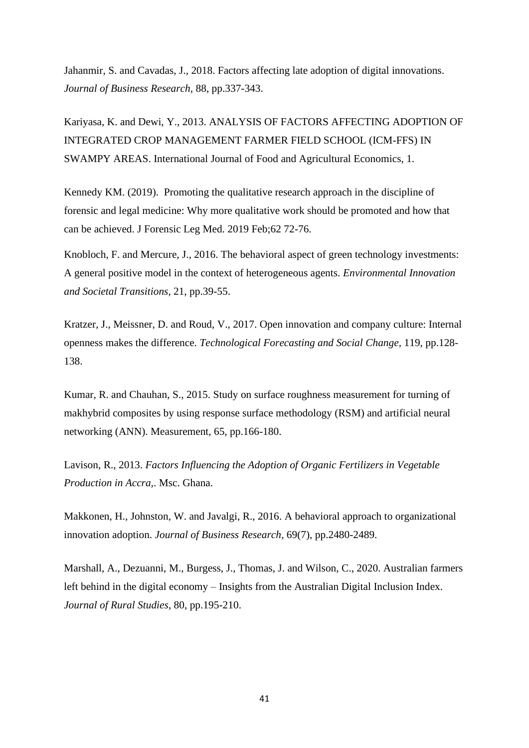Jahanmir, S. and Cavadas, J., 2018. Factors affecting late adoption of digital innovations. *Journal of Business Research*, 88, pp.337-343.

Kariyasa, K. and Dewi, Y., 2013. ANALYSIS OF FACTORS AFFECTING ADOPTION OF INTEGRATED CROP MANAGEMENT FARMER FIELD SCHOOL (ICM-FFS) IN SWAMPY AREAS. International Journal of Food and Agricultural Economics, 1.

Kennedy KM. (2019). Promoting the qualitative research approach in the discipline of forensic and legal medicine: Why more qualitative work should be promoted and how that can be achieved. J Forensic Leg Med. 2019 Feb;62 72-76.

Knobloch, F. and Mercure, J., 2016. The behavioral aspect of green technology investments: A general positive model in the context of heterogeneous agents. *Environmental Innovation and Societal Transitions*, 21, pp.39-55.

Kratzer, J., Meissner, D. and Roud, V., 2017. Open innovation and company culture: Internal openness makes the difference. *Technological Forecasting and Social Change*, 119, pp.128-138.

Kumar, R. and Chauhan, S., 2015. Study on surface roughness measurement for turning of makhybrid composites by using response surface methodology (RSM) and artificial neural networking (ANN). Measurement, 65, pp.166-180.

Lavison, R., 2013. *Factors Influencing the Adoption of Organic Fertilizers in Vegetable Production in Accra,*. Msc. Ghana.

Makkonen, H., Johnston, W. and Javalgi, R., 2016. A behavioral approach to organizational innovation adoption. *Journal of Business Research*, 69(7), pp.2480-2489.

Marshall, A., Dezuanni, M., Burgess, J., Thomas, J. and Wilson, C., 2020. Australian farmers left behind in the digital economy – Insights from the Australian Digital Inclusion Index. *Journal of Rural Studies*, 80, pp.195-210.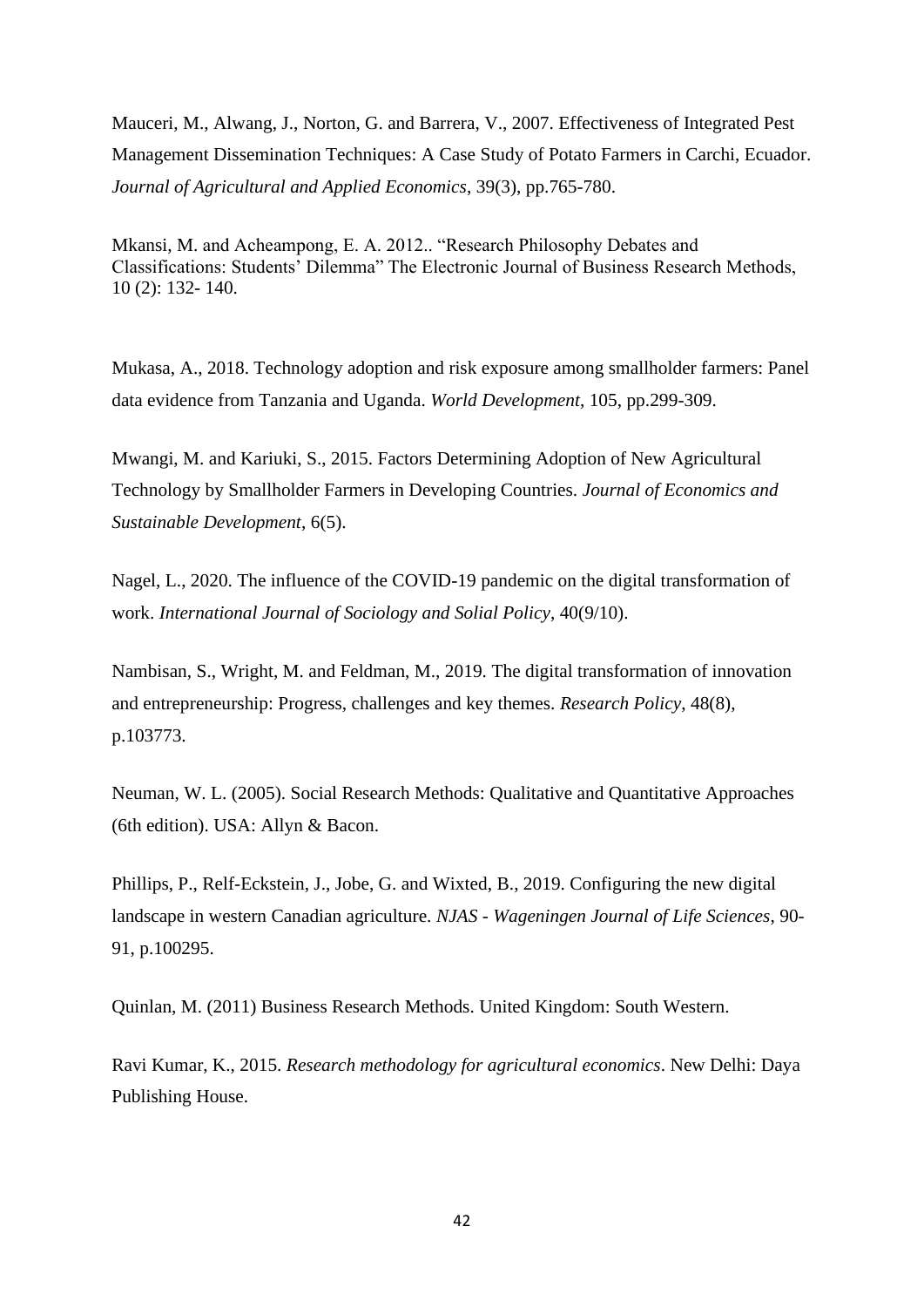Mauceri, M., Alwang, J., Norton, G. and Barrera, V., 2007. Effectiveness of Integrated Pest Management Dissemination Techniques: A Case Study of Potato Farmers in Carchi, Ecuador. *Journal of Agricultural and Applied Economics*, 39(3), pp.765-780.

Mkansi, M. and Acheampong, E. A. 2012.. "Research Philosophy Debates and Classifications: Students' Dilemma" The Electronic Journal of Business Research Methods, 10 (2): 132- 140.

Mukasa, A., 2018. Technology adoption and risk exposure among smallholder farmers: Panel data evidence from Tanzania and Uganda. *World Development*, 105, pp.299-309.

Mwangi, M. and Kariuki, S., 2015. Factors Determining Adoption of New Agricultural Technology by Smallholder Farmers in Developing Countries. *Journal of Economics and Sustainable Development*, 6(5).

Nagel, L., 2020. The influence of the COVID-19 pandemic on the digital transformation of work. *International Journal of Sociology and Solial Policy*, 40(9/10).

Nambisan, S., Wright, M. and Feldman, M., 2019. The digital transformation of innovation and entrepreneurship: Progress, challenges and key themes. *Research Policy*, 48(8), p.103773.

Neuman, W. L. (2005). Social Research Methods: Qualitative and Quantitative Approaches (6th edition). USA: Allyn & Bacon.

Phillips, P., Relf-Eckstein, J., Jobe, G. and Wixted, B., 2019. Configuring the new digital landscape in western Canadian agriculture. *NJAS - Wageningen Journal of Life Sciences*, 90-91, p.100295.

Quinlan, M. (2011) Business Research Methods. United Kingdom: South Western.

Ravi Kumar, K., 2015. *Research methodology for agricultural economics*. New Delhi: Daya Publishing House.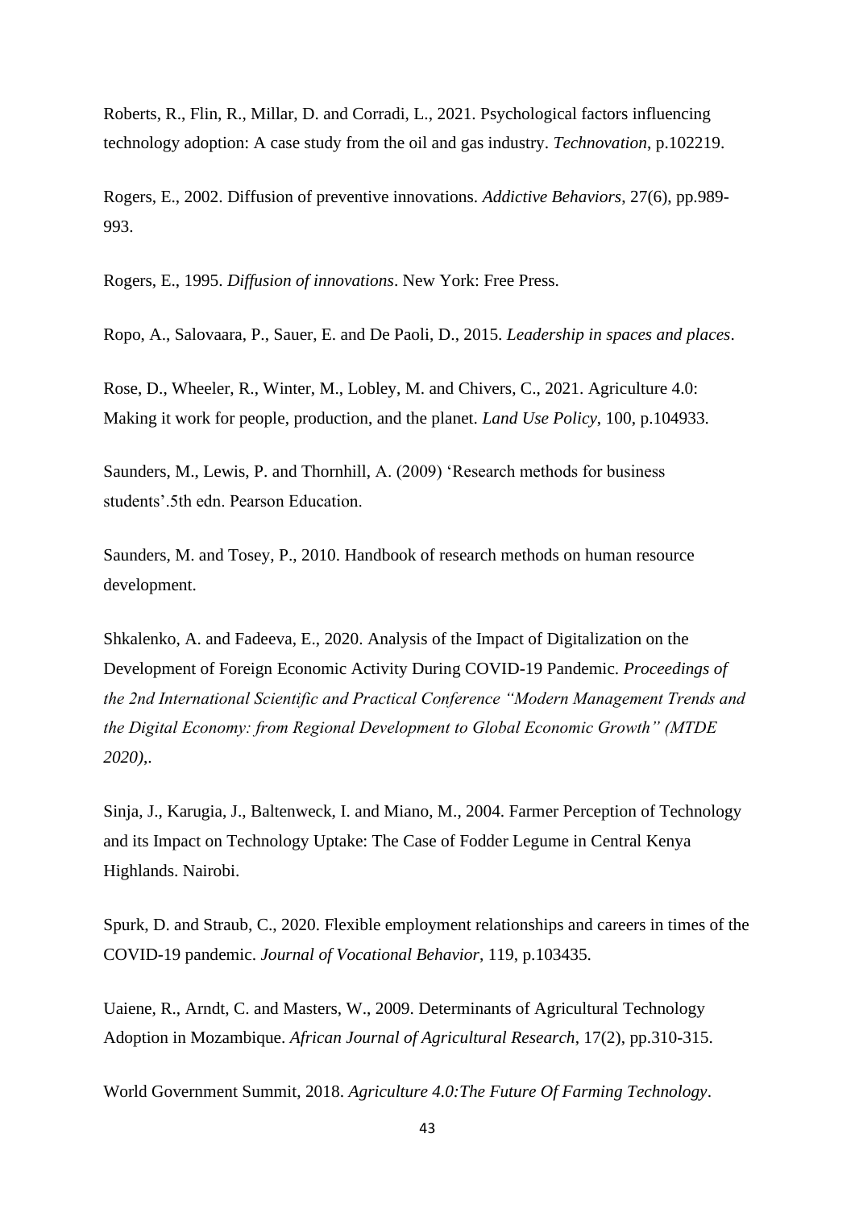Roberts, R., Flin, R., Millar, D. and Corradi, L., 2021. Psychological factors influencing technology adoption: A case study from the oil and gas industry. *Technovation*, p.102219.

Rogers, E., 2002. Diffusion of preventive innovations. *Addictive Behaviors*, 27(6), pp.989-993.

Rogers, E., 1995. *Diffusion of innovations*. New York: Free Press.

Ropo, A., Salovaara, P., Sauer, E. and De Paoli, D., 2015. *Leadership in spaces and places*.

Rose, D., Wheeler, R., Winter, M., Lobley, M. and Chivers, C., 2021. Agriculture 4.0: Making it work for people, production, and the planet. *Land Use Policy*, 100, p.104933.

Saunders, M., Lewis, P. and Thornhill, A. (2009) 'Research methods for business students'.5th edn. Pearson Education.

Saunders, M. and Tosey, P., 2010. Handbook of research methods on human resource development.

Shkalenko, A. and Fadeeva, E., 2020. Analysis of the Impact of Digitalization on the Development of Foreign Economic Activity During COVID-19 Pandemic. *Proceedings of the 2nd International Scientific and Practical Conference "Modern Management Trends and the Digital Economy: from Regional Development to Global Economic Growth" (MTDE 2020),*.

Sinja, J., Karugia, J., Baltenweck, I. and Miano, M., 2004. Farmer Perception of Technology and its Impact on Technology Uptake: The Case of Fodder Legume in Central Kenya Highlands. Nairobi.

Spurk, D. and Straub, C., 2020. Flexible employment relationships and careers in times of the COVID-19 pandemic. *Journal of Vocational Behavior*, 119, p.103435.

Uaiene, R., Arndt, C. and Masters, W., 2009. Determinants of Agricultural Technology Adoption in Mozambique. *African Journal of Agricultural Research*, 17(2), pp.310-315.

World Government Summit, 2018. *Agriculture 4.0:The Future Of Farming Technology*.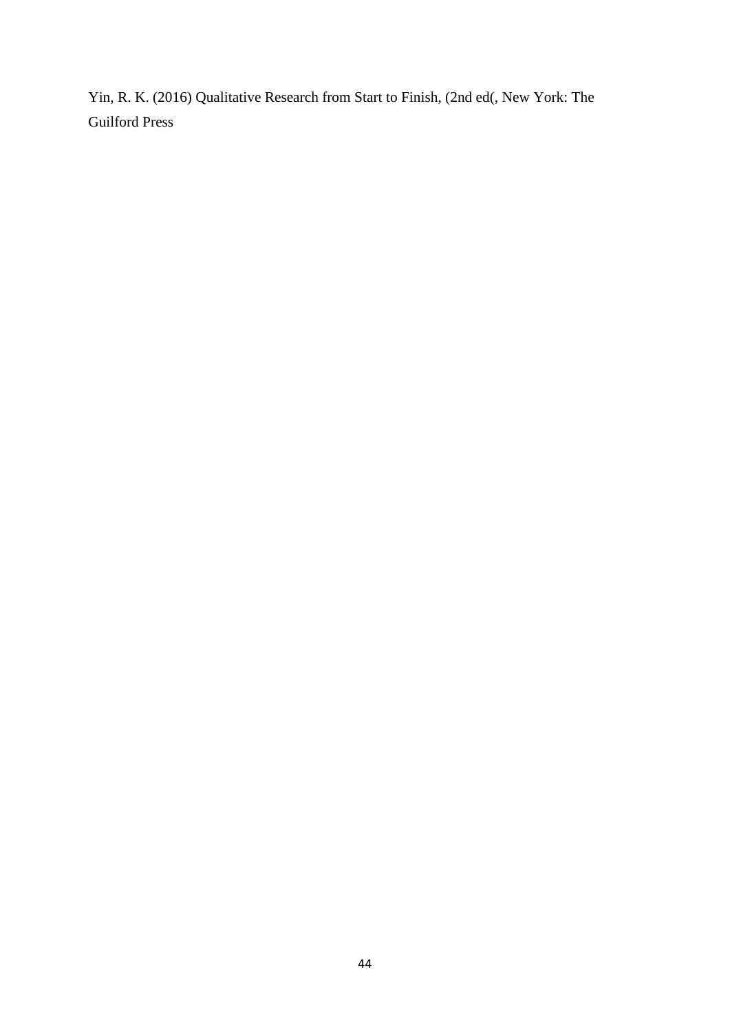Yin, R. K. (2016) Qualitative Research from Start to Finish, (2nd ed(, New York: The Guilford Press